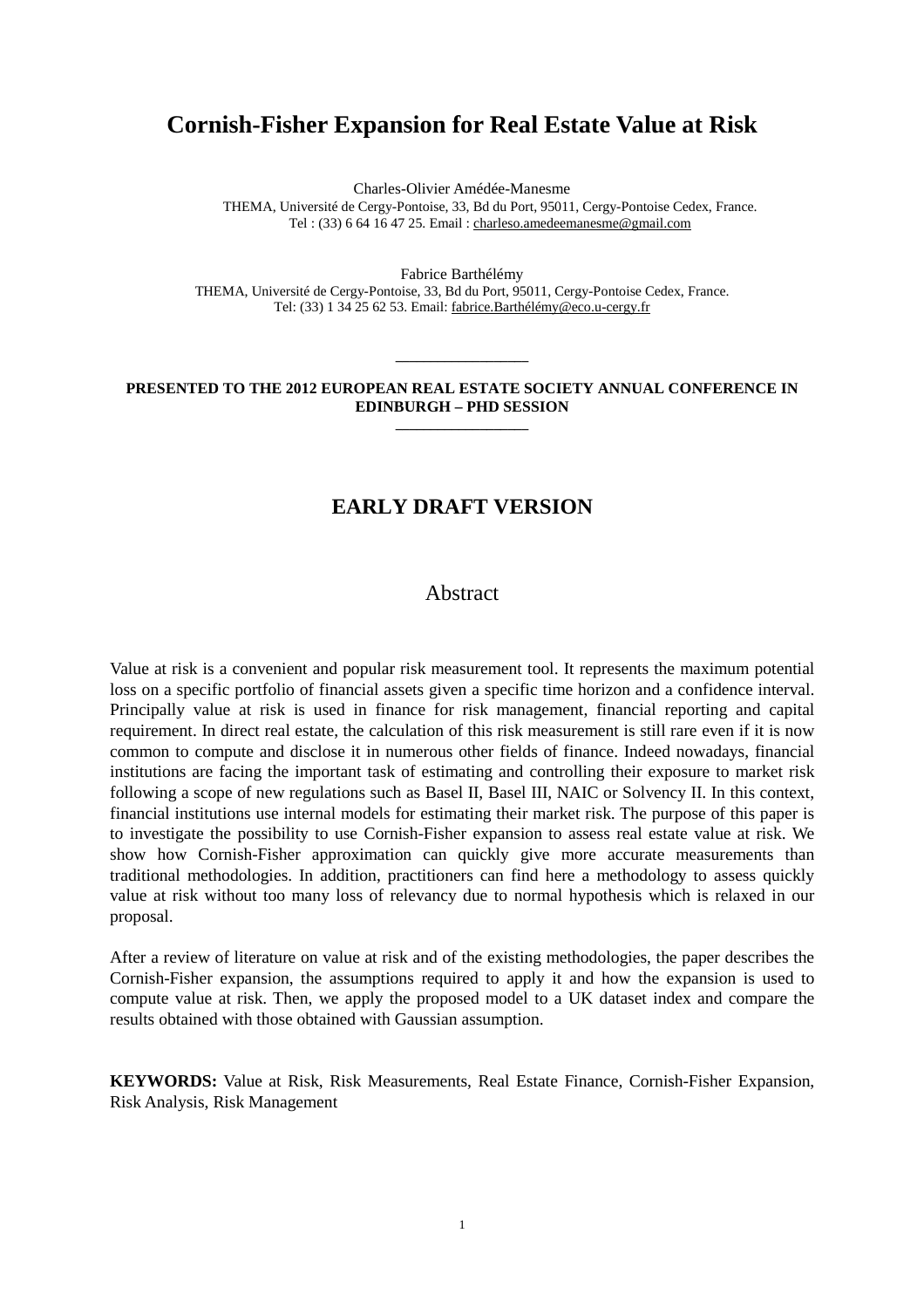# Cornish-Fisher Expansion for Real Estate Value at Risk

Charles-Olivier Amédée-Manesme
THEMA, Université de Cergy-Pontoise, 33, Bd du Port, 95011, Cergy-Pontoise Cedex, France.
Tel : (33) 6 64 16 47 25. Email : charleso.amedeemanesme@gmail.com

Fabrice Barthélémy
THEMA, Université de Cergy-Pontoise, 33, Bd du Port, 95011, Cergy-Pontoise Cedex, France.
Tel: (33) 1 34 25 62 53. Email: fabrice.Barthélémy@eco.u-cergy.fr

---

**PRESENTED TO THE 2012 EUROPEAN REAL ESTATE SOCIETY ANNUAL CONFERENCE IN EDINBURGH – PHD SESSION**

---

## EARLY DRAFT VERSION

## Abstract

Value at risk is a convenient and popular risk measurement tool. It represents the maximum potential loss on a specific portfolio of financial assets given a specific time horizon and a confidence interval. Principally value at risk is used in finance for risk management, financial reporting and capital requirement. In direct real estate, the calculation of this risk measurement is still rare even if it is now common to compute and disclose it in numerous other fields of finance. Indeed nowadays, financial institutions are facing the important task of estimating and controlling their exposure to market risk following a scope of new regulations such as Basel II, Basel III, NAIC or Solvency II. In this context, financial institutions use internal models for estimating their market risk. The purpose of this paper is to investigate the possibility to use Cornish-Fisher expansion to assess real estate value at risk. We show how Cornish-Fisher approximation can quickly give more accurate measurements than traditional methodologies. In addition, practitioners can find here a methodology to assess quickly value at risk without too many loss of relevancy due to normal hypothesis which is relaxed in our proposal.

After a review of literature on value at risk and of the existing methodologies, the paper describes the Cornish-Fisher expansion, the assumptions required to apply it and how the expansion is used to compute value at risk. Then, we apply the proposed model to a UK dataset index and compare the results obtained with those obtained with Gaussian assumption.

**KEYWORDS:** Value at Risk, Risk Measurements, Real Estate Finance, Cornish-Fisher Expansion, Risk Analysis, Risk Management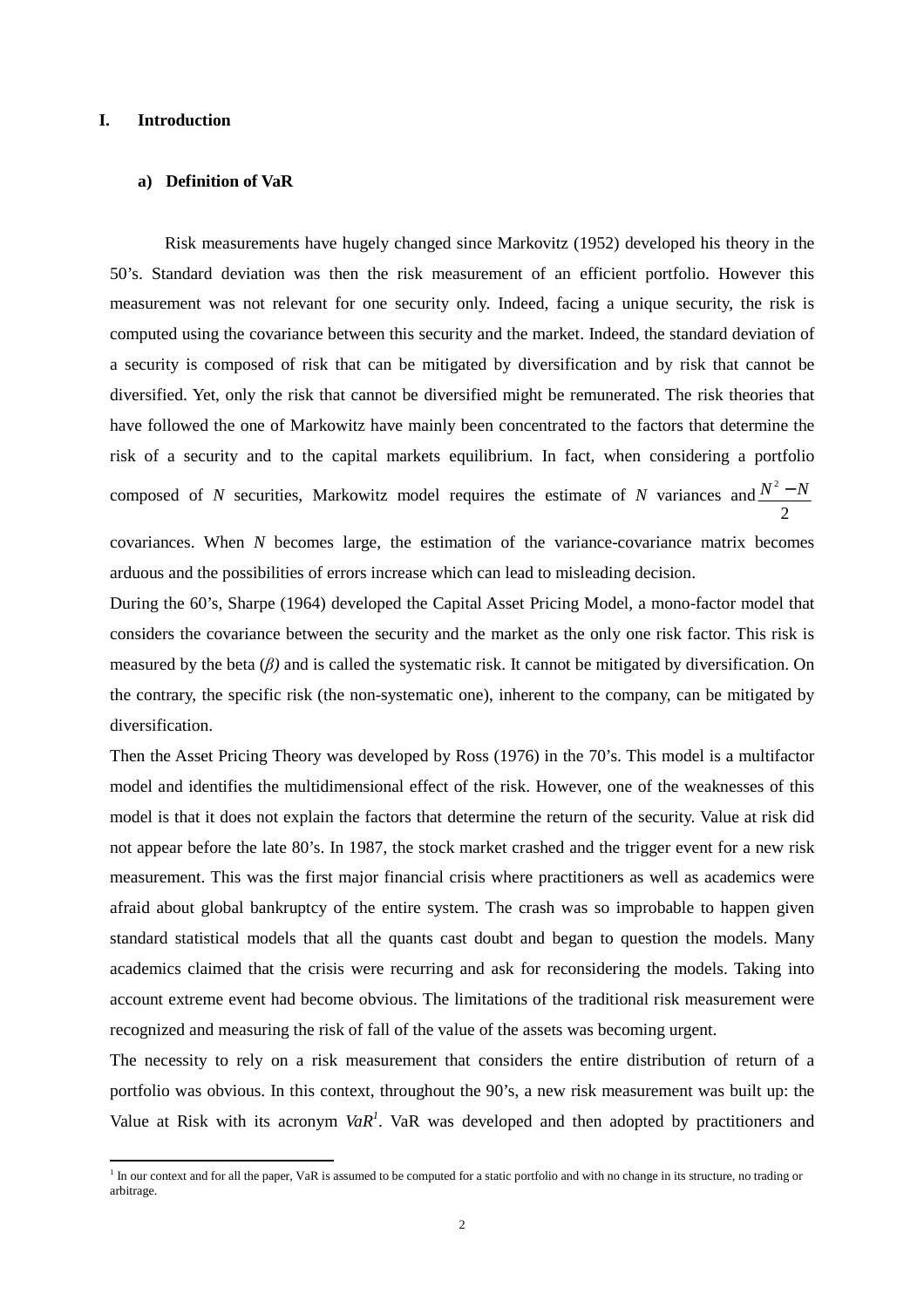# I. Introduction

## a) Definition of VaR

Risk measurements have hugely changed since Markovitz (1952) developed his theory in the 50's. Standard deviation was then the risk measurement of an efficient portfolio. However this measurement was not relevant for one security only. Indeed, facing a unique security, the risk is computed using the covariance between this security and the market. Indeed, the standard deviation of a security is composed of risk that can be mitigated by diversification and by risk that cannot be diversified. Yet, only the risk that cannot be diversified might be remunerated. The risk theories that have followed the one of Markowitz have mainly been concentrated to the factors that determine the risk of a security and to the capital markets equilibrium. In fact, when considering a portfolio composed of $N$ securities, Markowitz model requires the estimate of $N$ variances and $\frac{N^2 - N}{2}$ covariances. When $N$ becomes large, the estimation of the variance-covariance matrix becomes arduous and the possibilities of errors increase which can lead to misleading decision.

During the 60's, Sharpe (1964) developed the Capital Asset Pricing Model, a mono-factor model that considers the covariance between the security and the market as the only one risk factor. This risk is measured by the beta (*β)* and is called the systematic risk. It cannot be mitigated by diversification. On the contrary, the specific risk (the non-systematic one), inherent to the company, can be mitigated by diversification.

Then the Asset Pricing Theory was developed by Ross (1976) in the 70's. This model is a multifactor model and identifies the multidimensional effect of the risk. However, one of the weaknesses of this model is that it does not explain the factors that determine the return of the security. Value at risk did not appear before the late 80's. In 1987, the stock market crashed and the trigger event for a new risk measurement. This was the first major financial crisis where practitioners as well as academics were afraid about global bankruptcy of the entire system. The crash was so improbable to happen given standard statistical models that all the quants cast doubt and began to question the models. Many academics claimed that the crisis were recurring and ask for reconsidering the models. Taking into account extreme event had become obvious. The limitations of the traditional risk measurement were recognized and measuring the risk of fall of the value of the assets was becoming urgent.

The necessity to rely on a risk measurement that considers the entire distribution of return of a portfolio was obvious. In this context, throughout the 90's, a new risk measurement was built up: the Value at Risk with its acronym *VaR*[1]. VaR was developed and then adopted by practitioners and

[1] In our context and for all the paper, VaR is assumed to be computed for a static portfolio and with no change in its structure, no trading or arbitrage.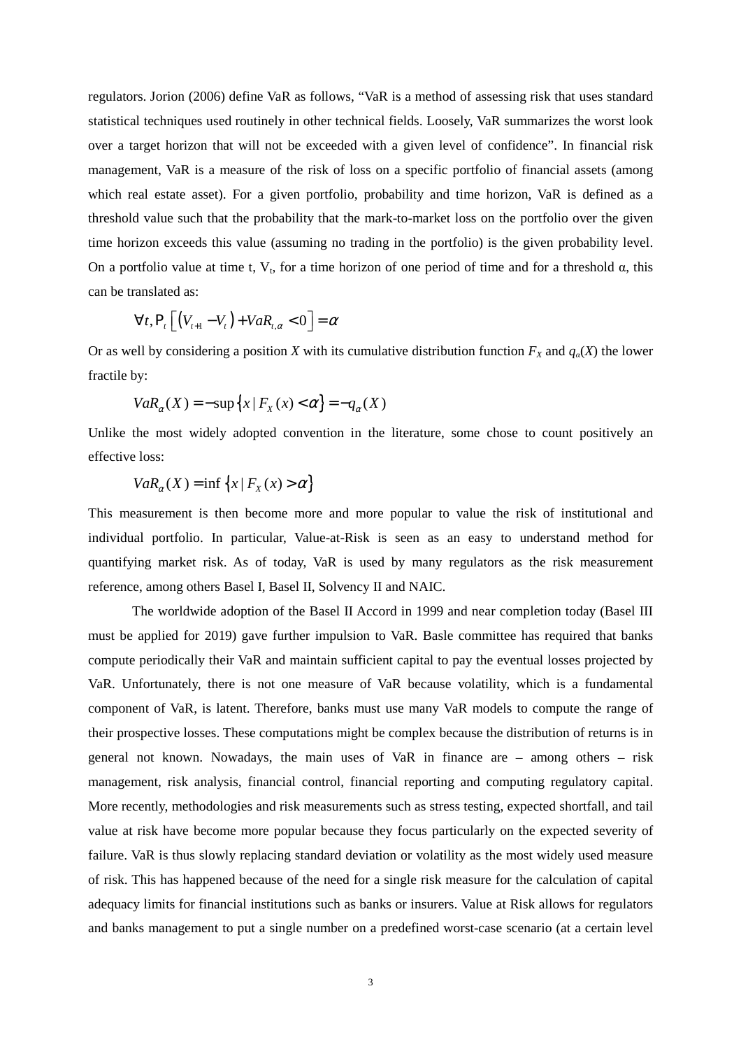regulators. Jorion (2006) define VaR as follows, "VaR is a method of assessing risk that uses standard statistical techniques used routinely in other technical fields. Loosely, VaR summarizes the worst look over a target horizon that will not be exceeded with a given level of confidence". In financial risk management, VaR is a measure of the risk of loss on a specific portfolio of financial assets (among which real estate asset). For a given portfolio, probability and time horizon, VaR is defined as a threshold value such that the probability that the mark-to-market loss on the portfolio over the given time horizon exceeds this value (assuming no trading in the portfolio) is the given probability level. On a portfolio value at time t, $V_t$, for a time horizon of one period of time and for a threshold α, this can be translated as:

$$\forall t, \mathrm{P}_t\left[\left(V_{t+1} - V_t\right) + VaR_{t,\alpha} < 0\right] = \alpha$$

Or as well by considering a position *X* with its cumulative distribution function $F_X$ and $q_\alpha(X)$ the lower fractile by:

$$VaR_\alpha(X) = -\sup\left\{x \mid F_X(x) < \alpha\right\} = -q_\alpha(X)$$

Unlike the most widely adopted convention in the literature, some chose to count positively an effective loss:

$$VaR_\alpha(X) = \inf\left\{x \mid F_X(x) > \alpha\right\}$$

This measurement is then become more and more popular to value the risk of institutional and individual portfolio. In particular, Value-at-Risk is seen as an easy to understand method for quantifying market risk. As of today, VaR is used by many regulators as the risk measurement reference, among others Basel I, Basel II, Solvency II and NAIC.

The worldwide adoption of the Basel II Accord in 1999 and near completion today (Basel III must be applied for 2019) gave further impulsion to VaR. Basle committee has required that banks compute periodically their VaR and maintain sufficient capital to pay the eventual losses projected by VaR. Unfortunately, there is not one measure of VaR because volatility, which is a fundamental component of VaR, is latent. Therefore, banks must use many VaR models to compute the range of their prospective losses. These computations might be complex because the distribution of returns is in general not known. Nowadays, the main uses of VaR in finance are – among others – risk management, risk analysis, financial control, financial reporting and computing regulatory capital. More recently, methodologies and risk measurements such as stress testing, expected shortfall, and tail value at risk have become more popular because they focus particularly on the expected severity of failure. VaR is thus slowly replacing standard deviation or volatility as the most widely used measure of risk. This has happened because of the need for a single risk measure for the calculation of capital adequacy limits for financial institutions such as banks or insurers. Value at Risk allows for regulators and banks management to put a single number on a predefined worst-case scenario (at a certain level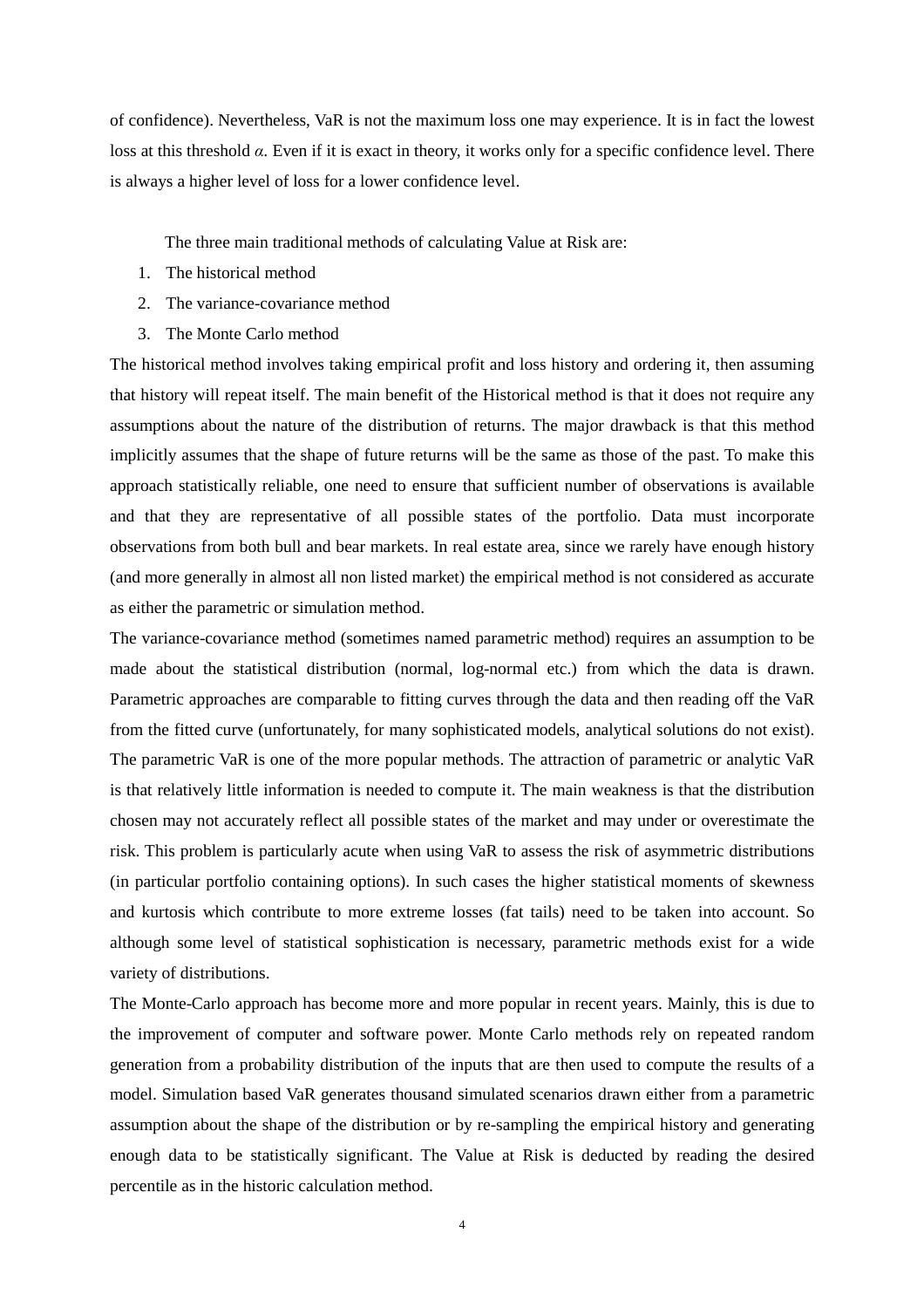of confidence). Nevertheless, VaR is not the maximum loss one may experience. It is in fact the lowest loss at this threshold $\alpha$. Even if it is exact in theory, it works only for a specific confidence level. There is always a higher level of loss for a lower confidence level.

The three main traditional methods of calculating Value at Risk are:

1. The historical method
2. The variance-covariance method
3. The Monte Carlo method

The historical method involves taking empirical profit and loss history and ordering it, then assuming that history will repeat itself. The main benefit of the Historical method is that it does not require any assumptions about the nature of the distribution of returns. The major drawback is that this method implicitly assumes that the shape of future returns will be the same as those of the past. To make this approach statistically reliable, one need to ensure that sufficient number of observations is available and that they are representative of all possible states of the portfolio. Data must incorporate observations from both bull and bear markets. In real estate area, since we rarely have enough history (and more generally in almost all non listed market) the empirical method is not considered as accurate as either the parametric or simulation method.

The variance-covariance method (sometimes named parametric method) requires an assumption to be made about the statistical distribution (normal, log-normal etc.) from which the data is drawn. Parametric approaches are comparable to fitting curves through the data and then reading off the VaR from the fitted curve (unfortunately, for many sophisticated models, analytical solutions do not exist). The parametric VaR is one of the more popular methods. The attraction of parametric or analytic VaR is that relatively little information is needed to compute it. The main weakness is that the distribution chosen may not accurately reflect all possible states of the market and may under or overestimate the risk. This problem is particularly acute when using VaR to assess the risk of asymmetric distributions (in particular portfolio containing options). In such cases the higher statistical moments of skewness and kurtosis which contribute to more extreme losses (fat tails) need to be taken into account. So although some level of statistical sophistication is necessary, parametric methods exist for a wide variety of distributions.

The Monte-Carlo approach has become more and more popular in recent years. Mainly, this is due to the improvement of computer and software power. Monte Carlo methods rely on repeated random generation from a probability distribution of the inputs that are then used to compute the results of a model. Simulation based VaR generates thousand simulated scenarios drawn either from a parametric assumption about the shape of the distribution or by re-sampling the empirical history and generating enough data to be statistically significant. The Value at Risk is deducted by reading the desired percentile as in the historic calculation method.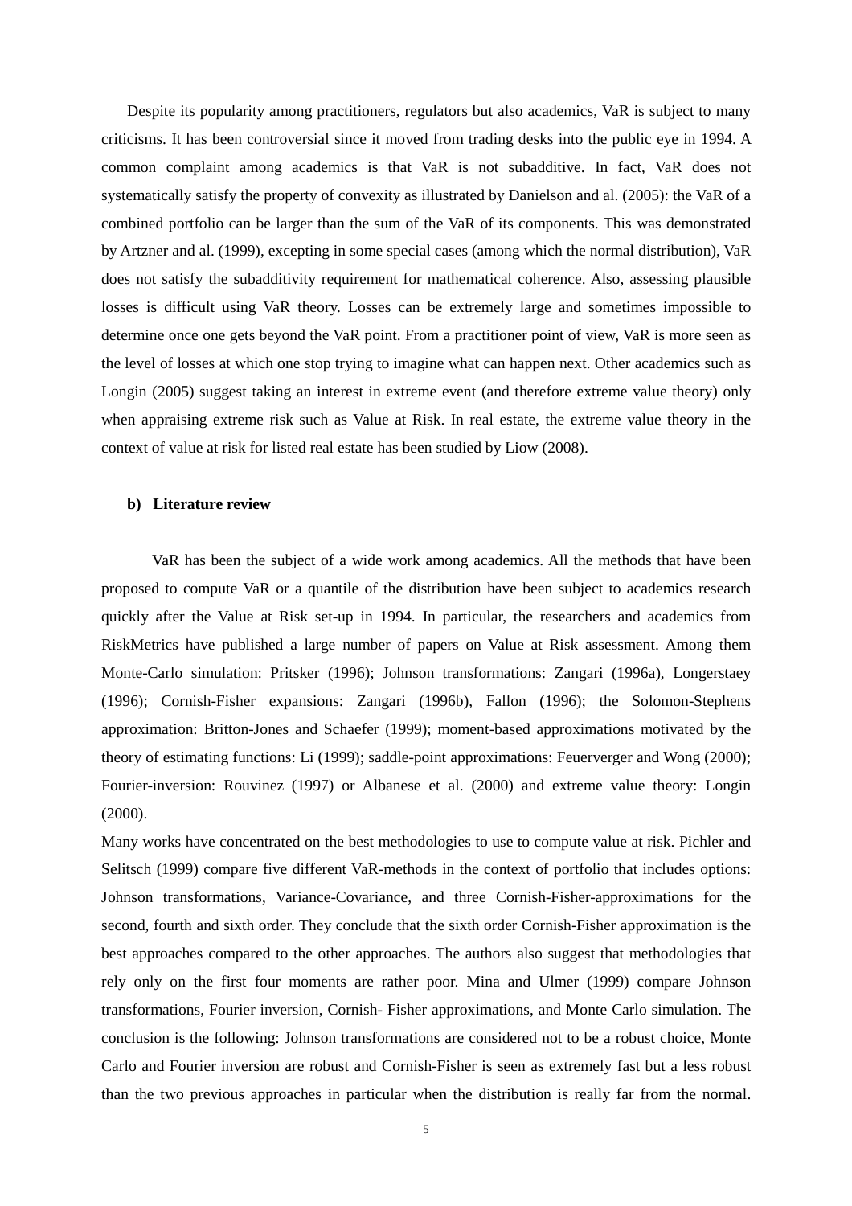Despite its popularity among practitioners, regulators but also academics, VaR is subject to many criticisms. It has been controversial since it moved from trading desks into the public eye in 1994. A common complaint among academics is that VaR is not subadditive. In fact, VaR does not systematically satisfy the property of convexity as illustrated by Danielson and al. (2005): the VaR of a combined portfolio can be larger than the sum of the VaR of its components. This was demonstrated by Artzner and al. (1999), excepting in some special cases (among which the normal distribution), VaR does not satisfy the subadditivity requirement for mathematical coherence. Also, assessing plausible losses is difficult using VaR theory. Losses can be extremely large and sometimes impossible to determine once one gets beyond the VaR point. From a practitioner point of view, VaR is more seen as the level of losses at which one stop trying to imagine what can happen next. Other academics such as Longin (2005) suggest taking an interest in extreme event (and therefore extreme value theory) only when appraising extreme risk such as Value at Risk. In real estate, the extreme value theory in the context of value at risk for listed real estate has been studied by Liow (2008).

### b) Literature review

VaR has been the subject of a wide work among academics. All the methods that have been proposed to compute VaR or a quantile of the distribution have been subject to academics research quickly after the Value at Risk set-up in 1994. In particular, the researchers and academics from RiskMetrics have published a large number of papers on Value at Risk assessment. Among them Monte-Carlo simulation: Pritsker (1996); Johnson transformations: Zangari (1996a), Longerstaey (1996); Cornish-Fisher expansions: Zangari (1996b), Fallon (1996); the Solomon-Stephens approximation: Britton-Jones and Schaefer (1999); moment-based approximations motivated by the theory of estimating functions: Li (1999); saddle-point approximations: Feuerverger and Wong (2000); Fourier-inversion: Rouvinez (1997) or Albanese et al. (2000) and extreme value theory: Longin (2000).

Many works have concentrated on the best methodologies to use to compute value at risk. Pichler and Selitsch (1999) compare five different VaR-methods in the context of portfolio that includes options: Johnson transformations, Variance-Covariance, and three Cornish-Fisher-approximations for the second, fourth and sixth order. They conclude that the sixth order Cornish-Fisher approximation is the best approaches compared to the other approaches. The authors also suggest that methodologies that rely only on the first four moments are rather poor. Mina and Ulmer (1999) compare Johnson transformations, Fourier inversion, Cornish- Fisher approximations, and Monte Carlo simulation. The conclusion is the following: Johnson transformations are considered not to be a robust choice, Monte Carlo and Fourier inversion are robust and Cornish-Fisher is seen as extremely fast but a less robust than the two previous approaches in particular when the distribution is really far from the normal.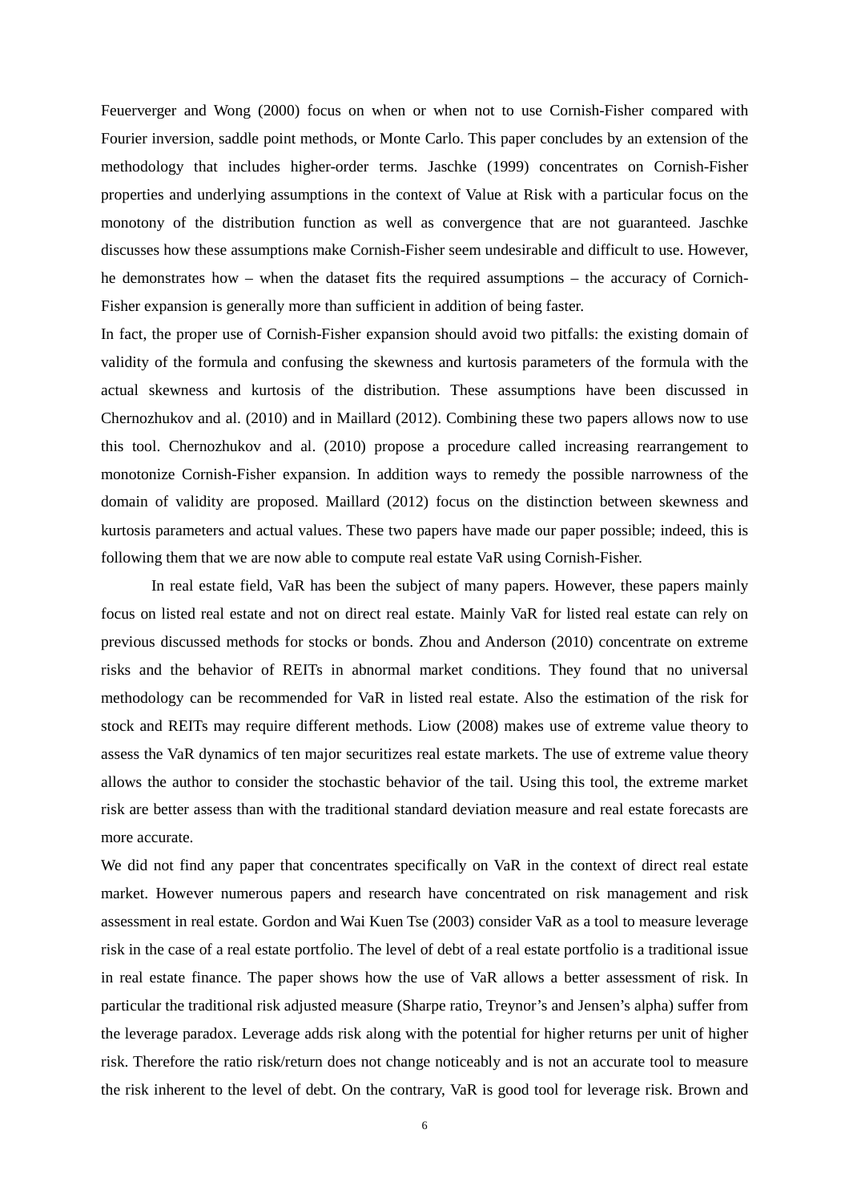Feuerverger and Wong (2000) focus on when or when not to use Cornish-Fisher compared with Fourier inversion, saddle point methods, or Monte Carlo. This paper concludes by an extension of the methodology that includes higher-order terms. Jaschke (1999) concentrates on Cornish-Fisher properties and underlying assumptions in the context of Value at Risk with a particular focus on the monotony of the distribution function as well as convergence that are not guaranteed. Jaschke discusses how these assumptions make Cornish-Fisher seem undesirable and difficult to use. However, he demonstrates how – when the dataset fits the required assumptions – the accuracy of Cornich-Fisher expansion is generally more than sufficient in addition of being faster.

In fact, the proper use of Cornish-Fisher expansion should avoid two pitfalls: the existing domain of validity of the formula and confusing the skewness and kurtosis parameters of the formula with the actual skewness and kurtosis of the distribution. These assumptions have been discussed in Chernozhukov and al. (2010) and in Maillard (2012). Combining these two papers allows now to use this tool. Chernozhukov and al. (2010) propose a procedure called increasing rearrangement to monotonize Cornish-Fisher expansion. In addition ways to remedy the possible narrowness of the domain of validity are proposed. Maillard (2012) focus on the distinction between skewness and kurtosis parameters and actual values. These two papers have made our paper possible; indeed, this is following them that we are now able to compute real estate VaR using Cornish-Fisher.

In real estate field, VaR has been the subject of many papers. However, these papers mainly focus on listed real estate and not on direct real estate. Mainly VaR for listed real estate can rely on previous discussed methods for stocks or bonds. Zhou and Anderson (2010) concentrate on extreme risks and the behavior of REITs in abnormal market conditions. They found that no universal methodology can be recommended for VaR in listed real estate. Also the estimation of the risk for stock and REITs may require different methods. Liow (2008) makes use of extreme value theory to assess the VaR dynamics of ten major securitizes real estate markets. The use of extreme value theory allows the author to consider the stochastic behavior of the tail. Using this tool, the extreme market risk are better assess than with the traditional standard deviation measure and real estate forecasts are more accurate.

We did not find any paper that concentrates specifically on VaR in the context of direct real estate market. However numerous papers and research have concentrated on risk management and risk assessment in real estate. Gordon and Wai Kuen Tse (2003) consider VaR as a tool to measure leverage risk in the case of a real estate portfolio. The level of debt of a real estate portfolio is a traditional issue in real estate finance. The paper shows how the use of VaR allows a better assessment of risk. In particular the traditional risk adjusted measure (Sharpe ratio, Treynor's and Jensen's alpha) suffer from the leverage paradox. Leverage adds risk along with the potential for higher returns per unit of higher risk. Therefore the ratio risk/return does not change noticeably and is not an accurate tool to measure the risk inherent to the level of debt. On the contrary, VaR is good tool for leverage risk. Brown and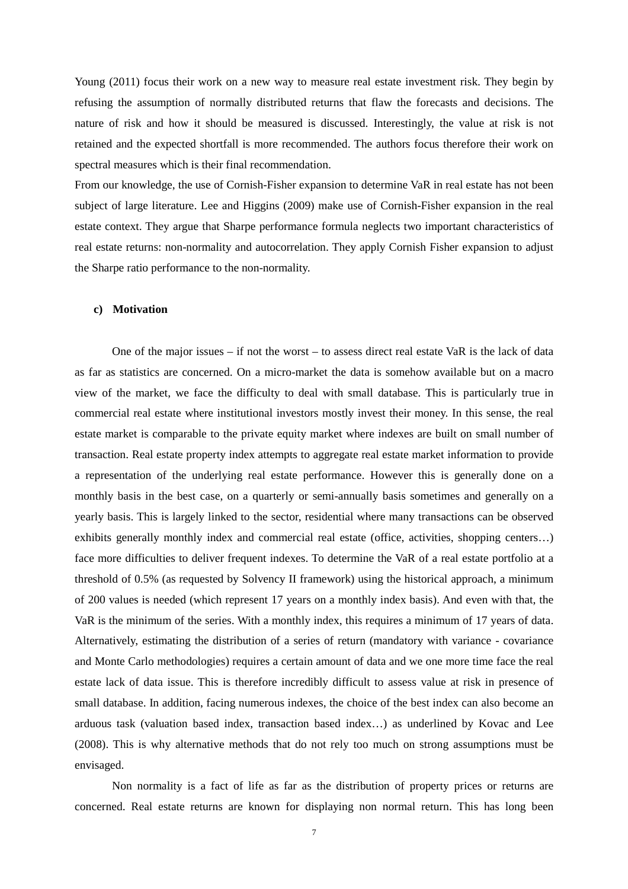Young (2011) focus their work on a new way to measure real estate investment risk. They begin by refusing the assumption of normally distributed returns that flaw the forecasts and decisions. The nature of risk and how it should be measured is discussed. Interestingly, the value at risk is not retained and the expected shortfall is more recommended. The authors focus therefore their work on spectral measures which is their final recommendation.

From our knowledge, the use of Cornish-Fisher expansion to determine VaR in real estate has not been subject of large literature. Lee and Higgins (2009) make use of Cornish-Fisher expansion in the real estate context. They argue that Sharpe performance formula neglects two important characteristics of real estate returns: non-normality and autocorrelation. They apply Cornish Fisher expansion to adjust the Sharpe ratio performance to the non-normality.

### c) Motivation

One of the major issues – if not the worst – to assess direct real estate VaR is the lack of data as far as statistics are concerned. On a micro-market the data is somehow available but on a macro view of the market, we face the difficulty to deal with small database. This is particularly true in commercial real estate where institutional investors mostly invest their money. In this sense, the real estate market is comparable to the private equity market where indexes are built on small number of transaction. Real estate property index attempts to aggregate real estate market information to provide a representation of the underlying real estate performance. However this is generally done on a monthly basis in the best case, on a quarterly or semi-annually basis sometimes and generally on a yearly basis. This is largely linked to the sector, residential where many transactions can be observed exhibits generally monthly index and commercial real estate (office, activities, shopping centers…) face more difficulties to deliver frequent indexes. To determine the VaR of a real estate portfolio at a threshold of 0.5% (as requested by Solvency II framework) using the historical approach, a minimum of 200 values is needed (which represent 17 years on a monthly index basis). And even with that, the VaR is the minimum of the series. With a monthly index, this requires a minimum of 17 years of data. Alternatively, estimating the distribution of a series of return (mandatory with variance - covariance and Monte Carlo methodologies) requires a certain amount of data and we one more time face the real estate lack of data issue. This is therefore incredibly difficult to assess value at risk in presence of small database. In addition, facing numerous indexes, the choice of the best index can also become an arduous task (valuation based index, transaction based index…) as underlined by Kovac and Lee (2008). This is why alternative methods that do not rely too much on strong assumptions must be envisaged.

Non normality is a fact of life as far as the distribution of property prices or returns are concerned. Real estate returns are known for displaying non normal return. This has long been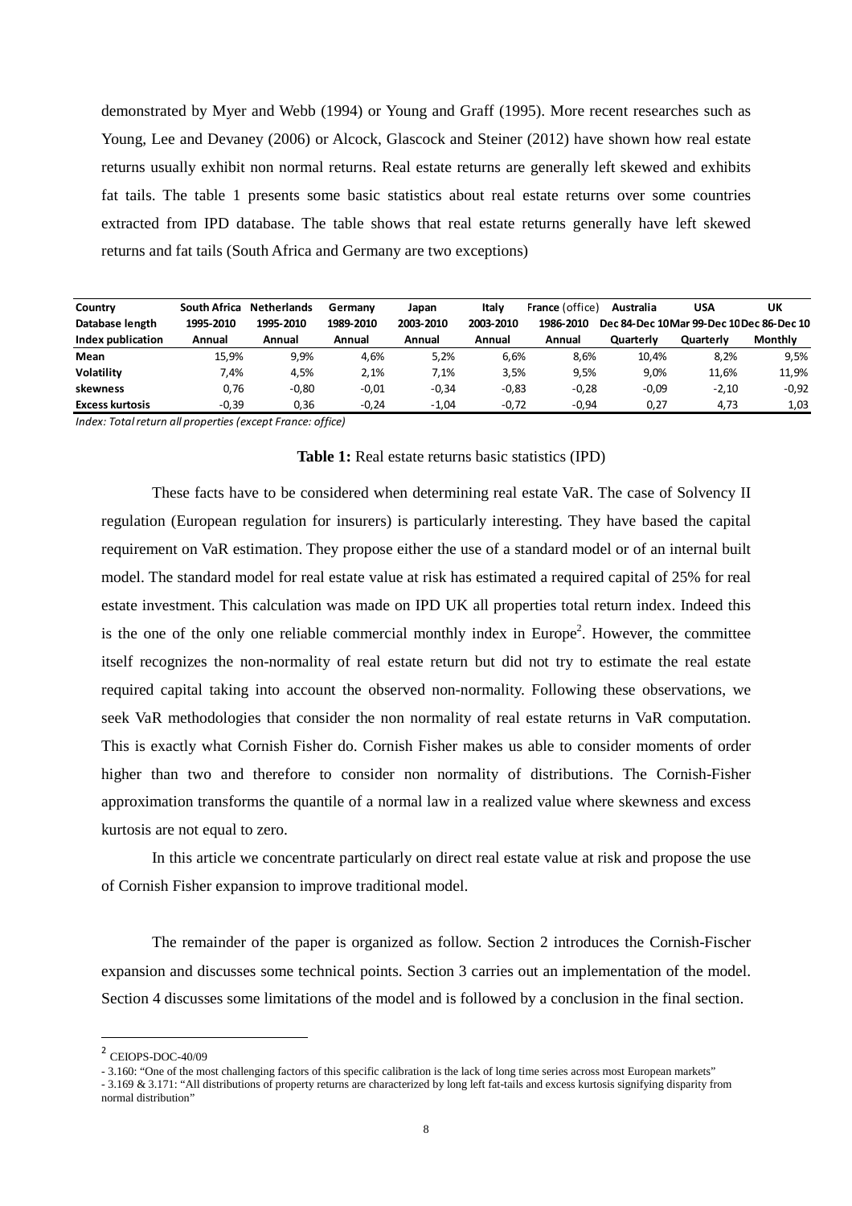demonstrated by Myer and Webb (1994) or Young and Graff (1995). More recent researches such as Young, Lee and Devaney (2006) or Alcock, Glascock and Steiner (2012) have shown how real estate returns usually exhibit non normal returns. Real estate returns are generally left skewed and exhibits fat tails. The table 1 presents some basic statistics about real estate returns over some countries extracted from IPD database. The table shows that real estate returns generally have left skewed returns and fat tails (South Africa and Germany are two exceptions)

| Country | South Africa | Netherlands | Germany | Japan | Italy | France (office) | Australia | USA | UK |
|---|---|---|---|---|---|---|---|---|---|
| Database length | 1995-2010 | 1995-2010 | 1989-2010 | 2003-2010 | 2003-2010 | 1986-2010 | Dec 84-Dec 10 | Mar 99-Dec 10 | Dec 86-Dec 10 |
| Index publication | Annual | Annual | Annual | Annual | Annual | Annual | Quarterly | Quarterly | Monthly |
| **Mean** | 15,9% | 9,9% | 4,6% | 5,2% | 6,6% | 8,6% | 10,4% | 8,2% | 9,5% |
| **Volatility** | 7,4% | 4,5% | 2,1% | 7,1% | 3,5% | 9,5% | 9,0% | 11,6% | 11,9% |
| **skewness** | 0,76 | -0,80 | -0,01 | -0,34 | -0,83 | -0,28 | -0,09 | -2,10 | -0,92 |
| **Excess kurtosis** | -0,39 | 0,36 | -0,24 | -1,04 | -0,72 | -0,94 | 0,27 | 4,73 | 1,03 |

*Index: Total return all properties (except France: office)*

**Table 1:** Real estate returns basic statistics (IPD)

These facts have to be considered when determining real estate VaR. The case of Solvency II regulation (European regulation for insurers) is particularly interesting. They have based the capital requirement on VaR estimation. They propose either the use of a standard model or of an internal built model. The standard model for real estate value at risk has estimated a required capital of 25% for real estate investment. This calculation was made on IPD UK all properties total return index. Indeed this is the one of the only one reliable commercial monthly index in Europe[2]. However, the committee itself recognizes the non-normality of real estate return but did not try to estimate the real estate required capital taking into account the observed non-normality. Following these observations, we seek VaR methodologies that consider the non normality of real estate returns in VaR computation. This is exactly what Cornish Fisher do. Cornish Fisher makes us able to consider moments of order higher than two and therefore to consider non normality of distributions. The Cornish-Fisher approximation transforms the quantile of a normal law in a realized value where skewness and excess kurtosis are not equal to zero.

In this article we concentrate particularly on direct real estate value at risk and propose the use of Cornish Fisher expansion to improve traditional model.

The remainder of the paper is organized as follow. Section 2 introduces the Cornish-Fischer expansion and discusses some technical points. Section 3 carries out an implementation of the model. Section 4 discusses some limitations of the model and is followed by a conclusion in the final section.

---

[2] CEIOPS-DOC-40/09

- 3.160: "One of the most challenging factors of this specific calibration is the lack of long time series across most European markets"
- 3.169 & 3.171: "All distributions of property returns are characterized by long left fat-tails and excess kurtosis signifying disparity from normal distribution"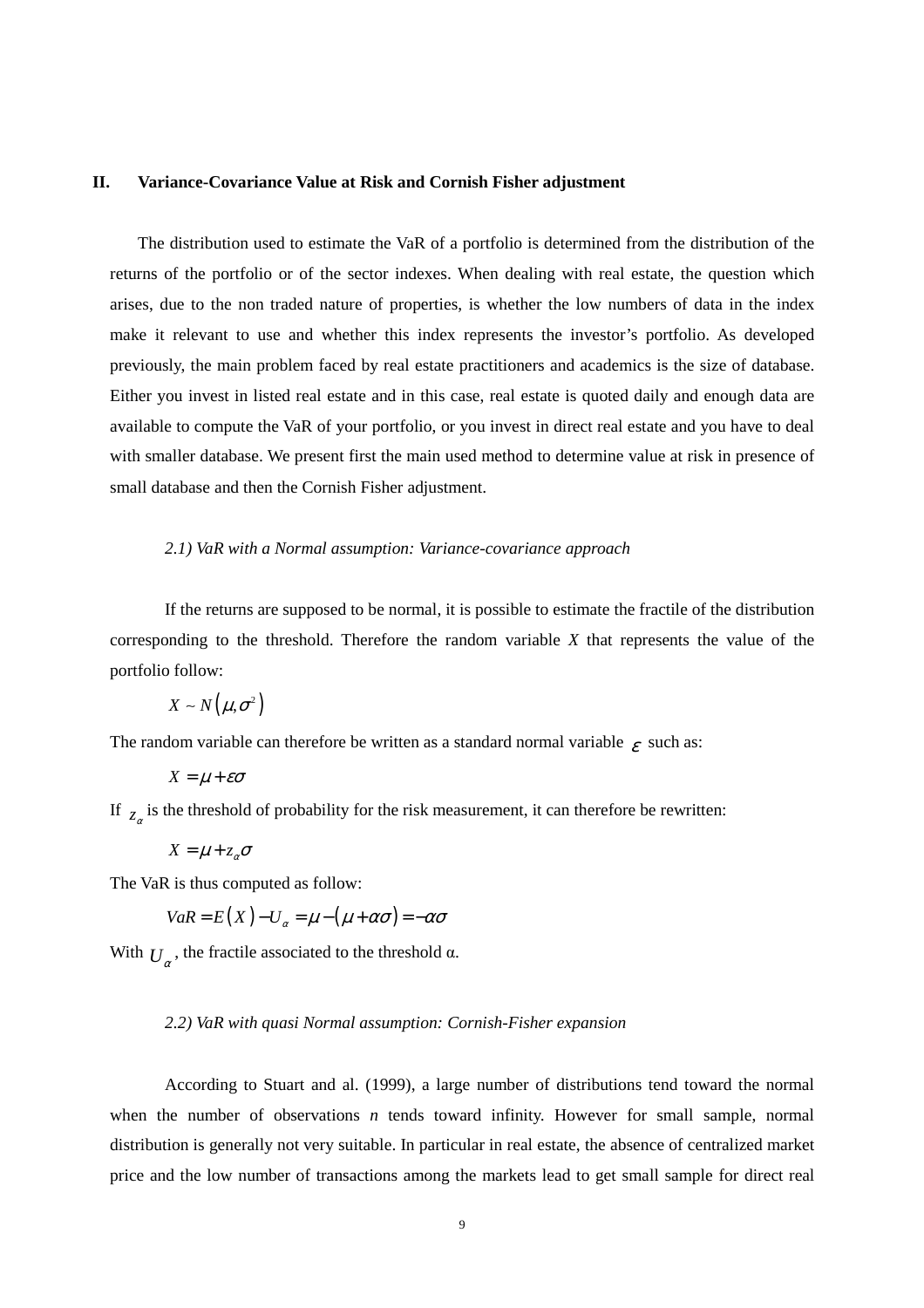## II. Variance-Covariance Value at Risk and Cornish Fisher adjustment

The distribution used to estimate the VaR of a portfolio is determined from the distribution of the returns of the portfolio or of the sector indexes. When dealing with real estate, the question which arises, due to the non traded nature of properties, is whether the low numbers of data in the index make it relevant to use and whether this index represents the investor's portfolio. As developed previously, the main problem faced by real estate practitioners and academics is the size of database. Either you invest in listed real estate and in this case, real estate is quoted daily and enough data are available to compute the VaR of your portfolio, or you invest in direct real estate and you have to deal with smaller database. We present first the main used method to determine value at risk in presence of small database and then the Cornish Fisher adjustment.

### *2.1) VaR with a Normal assumption: Variance-covariance approach*

If the returns are supposed to be normal, it is possible to estimate the fractile of the distribution corresponding to the threshold. Therefore the random variable *X* that represents the value of the portfolio follow:

$$X \sim N\left(\mu, \sigma^2\right)$$

The random variable can therefore be written as a standard normal variable $\varepsilon$ such as:

$$X = \mu + \varepsilon\sigma$$

If $z_\alpha$ is the threshold of probability for the risk measurement, it can therefore be rewritten:

$$X = \mu + z_\alpha \sigma$$

The VaR is thus computed as follow:

$$VaR = E\left(X\right) - U_\alpha = \mu - \left(\mu + \alpha\sigma\right) = -\alpha\sigma$$

With $U_\alpha$, the fractile associated to the threshold α.

### *2.2) VaR with quasi Normal assumption: Cornish-Fisher expansion*

According to Stuart and al. (1999), a large number of distributions tend toward the normal when the number of observations *n* tends toward infinity. However for small sample, normal distribution is generally not very suitable. In particular in real estate, the absence of centralized market price and the low number of transactions among the markets lead to get small sample for direct real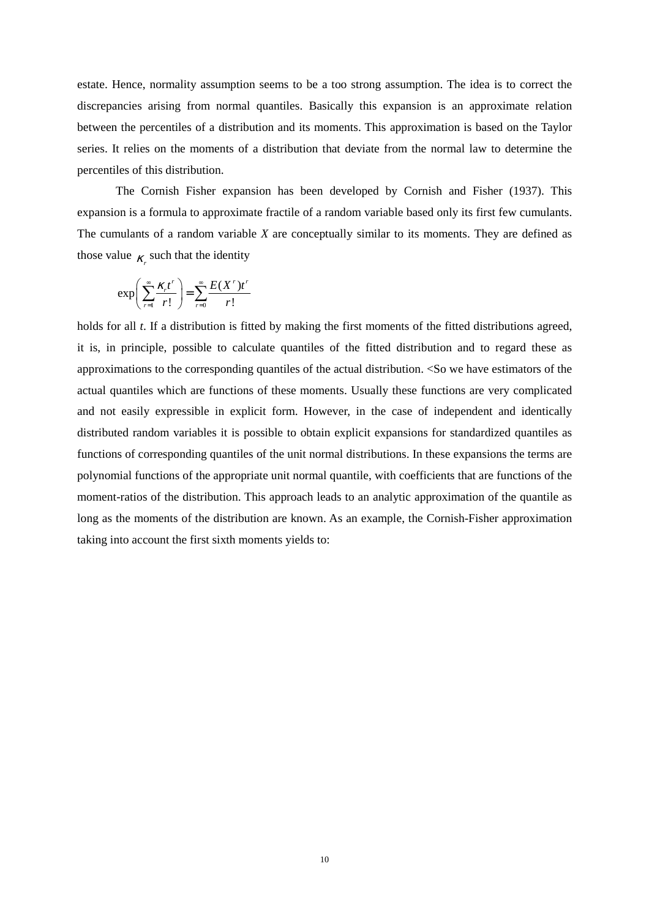estate. Hence, normality assumption seems to be a too strong assumption. The idea is to correct the discrepancies arising from normal quantiles. Basically this expansion is an approximate relation between the percentiles of a distribution and its moments. This approximation is based on the Taylor series. It relies on the moments of a distribution that deviate from the normal law to determine the percentiles of this distribution.

The Cornish Fisher expansion has been developed by Cornish and Fisher (1937). This expansion is a formula to approximate fractile of a random variable based only its first few cumulants. The cumulants of a random variable *X* are conceptually similar to its moments. They are defined as those value $\kappa_r$ such that the identity

$$\exp\left(\sum_{r=1}^{\infty}\frac{\kappa_r t^r}{r!}\right)=\sum_{r=0}^{\infty}\frac{E(X^r)t^r}{r!}$$

holds for all *t*. If a distribution is fitted by making the first moments of the fitted distributions agreed, it is, in principle, possible to calculate quantiles of the fitted distribution and to regard these as approximations to the corresponding quantiles of the actual distribution. <So we have estimators of the actual quantiles which are functions of these moments. Usually these functions are very complicated and not easily expressible in explicit form. However, in the case of independent and identically distributed random variables it is possible to obtain explicit expansions for standardized quantiles as functions of corresponding quantiles of the unit normal distributions. In these expansions the terms are polynomial functions of the appropriate unit normal quantile, with coefficients that are functions of the moment-ratios of the distribution. This approach leads to an analytic approximation of the quantile as long as the moments of the distribution are known. As an example, the Cornish-Fisher approximation taking into account the first sixth moments yields to: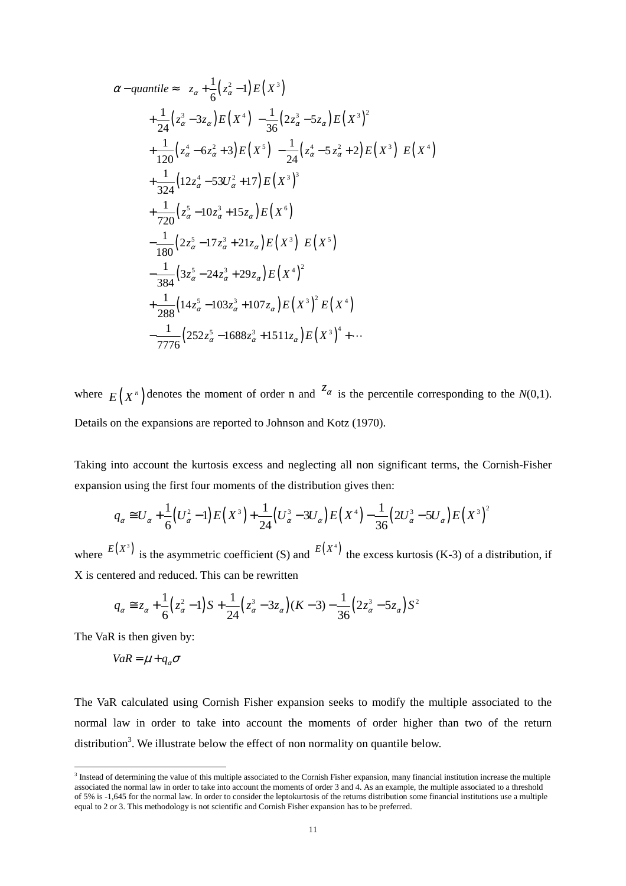$$
\begin{aligned}
\alpha-quantile \approx\ & z_\alpha + \frac{1}{6}\left(z_\alpha^2 - 1\right)E\left(X^3\right) \\
& + \frac{1}{24}\left(z_\alpha^3 - 3z_\alpha\right)E\left(X^4\right) - \frac{1}{36}\left(2z_\alpha^3 - 5z_\alpha\right)E\left(X^3\right)^2 \\
& + \frac{1}{120}\left(z_\alpha^4 - 6z_\alpha^2 + 3\right)E\left(X^5\right) - \frac{1}{24}\left(z_\alpha^4 - 5z_\alpha^2 + 2\right)E\left(X^3\right)\ E\left(X^4\right) \\
& + \frac{1}{324}\left(12z_\alpha^4 - 53U_\alpha^2 + 17\right)E\left(X^3\right)^3 \\
& + \frac{1}{720}\left(z_\alpha^5 - 10z_\alpha^3 + 15z_\alpha\right)E\left(X^6\right) \\
& - \frac{1}{180}\left(2z_\alpha^5 - 17z_\alpha^3 + 21z_\alpha\right)E\left(X^3\right)\ E\left(X^5\right) \\
& - \frac{1}{384}\left(3z_\alpha^5 - 24z_\alpha^3 + 29z_\alpha\right)E\left(X^4\right)^2 \\
& + \frac{1}{288}\left(14z_\alpha^5 - 103z_\alpha^3 + 107z_\alpha\right)E\left(X^3\right)^2 E\left(X^4\right) \\
& - \frac{1}{7776}\left(252z_\alpha^5 - 1688z_\alpha^3 + 1511z_\alpha\right)E\left(X^3\right)^4 + \cdots
\end{aligned}
$$

where $E\left(X^n\right)$ denotes the moment of order n and $z_\alpha$ is the percentile corresponding to the *N*(0,1). Details on the expansions are reported to Johnson and Kotz (1970).

Taking into account the kurtosis excess and neglecting all non significant terms, the Cornish-Fisher expansion using the first four moments of the distribution gives then:

$$
q_\alpha \cong U_\alpha + \frac{1}{6}\left(U_\alpha^2 - 1\right)E\left(X^3\right) + \frac{1}{24}\left(U_\alpha^3 - 3U_\alpha\right)E\left(X^4\right) - \frac{1}{36}\left(2U_\alpha^3 - 5U_\alpha\right)E\left(X^3\right)^2
$$

where $E\left(X^3\right)$ is the asymmetric coefficient (S) and $E\left(X^4\right)$ the excess kurtosis (K-3) of a distribution, if X is centered and reduced. This can be rewritten

$$
q_\alpha \cong z_\alpha + \frac{1}{6}\left(z_\alpha^2 - 1\right)S + \frac{1}{24}\left(z_\alpha^3 - 3z_\alpha\right)(K-3) - \frac{1}{36}\left(2z_\alpha^3 - 5z_\alpha\right)S^2
$$

The VaR is then given by:

$$
VaR = \mu + q_\alpha \sigma
$$

The VaR calculated using Cornish Fisher expansion seeks to modify the multiple associated to the normal law in order to take into account the moments of order higher than two of the return distribution[3]. We illustrate below the effect of non normality on quantile below.

---

[3] Instead of determining the value of this multiple associated to the Cornish Fisher expansion, many financial institution increase the multiple associated the normal law in order to take into account the moments of order 3 and 4. As an example, the multiple associated to a threshold of 5% is -1,645 for the normal law. In order to consider the leptokurtosis of the returns distribution some financial institutions use a multiple equal to 2 or 3. This methodology is not scientific and Cornish Fisher expansion has to be preferred.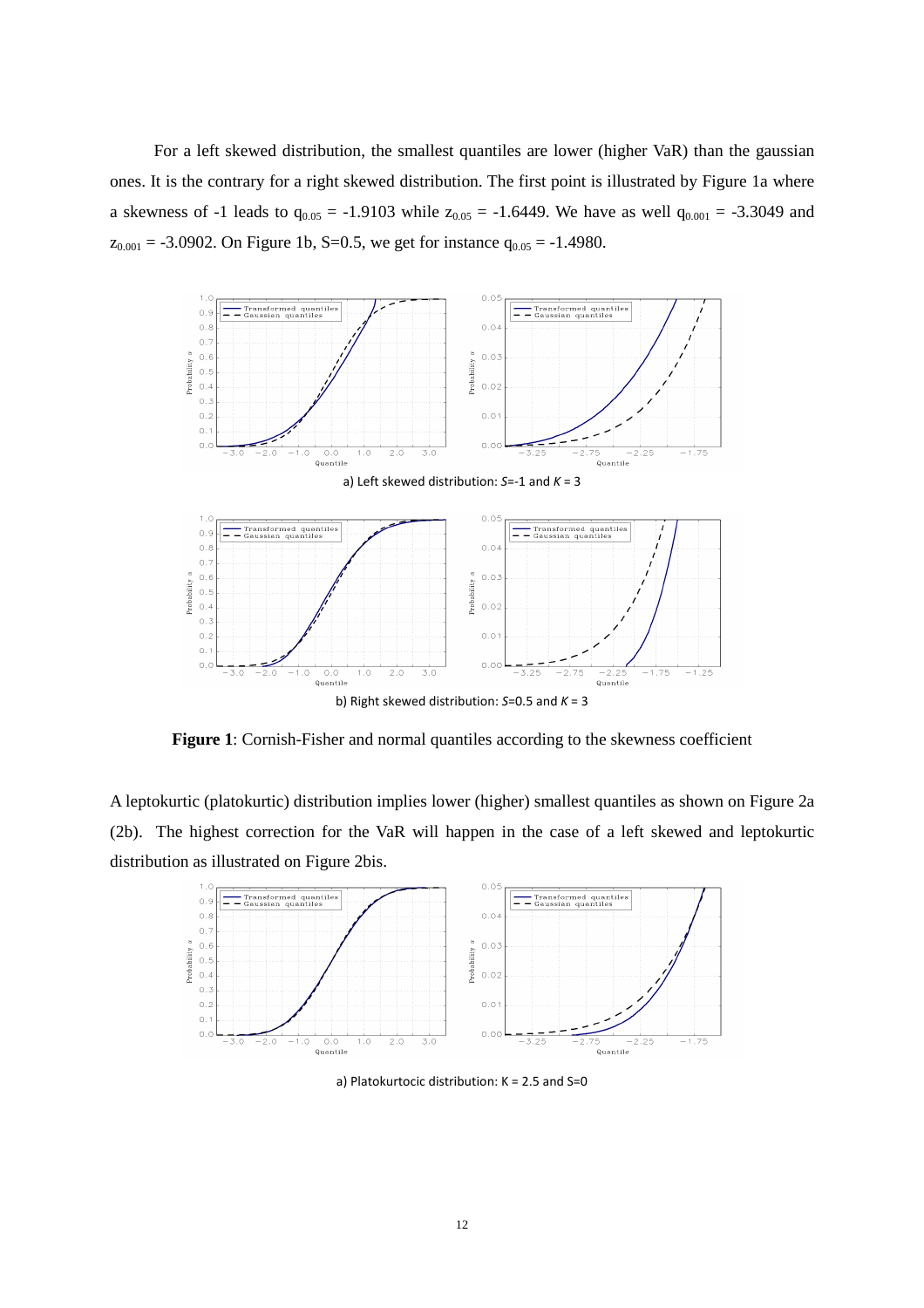For a left skewed distribution, the smallest quantiles are lower (higher VaR) than the gaussian ones. It is the contrary for a right skewed distribution. The first point is illustrated by Figure 1a where a skewness of -1 leads to $q_{0.05}$ = -1.9103 while $z_{0.05}$ = -1.6449. We have as well $q_{0.001}$ = -3.3049 and $z_{0.001}$ = -3.0902. On Figure 1b, S=0.5, we get for instance $q_{0.05}$ = -1.4980.

Transformed quantiles
Gaussian quantiles
Probability α
Quantile

a) Left skewed distribution: *S*=-1 and *K* = 3

Transformed quantiles
Gaussian quantiles
Probability α
Quantile

b) Right skewed distribution: *S*=0.5 and *K* = 3

**Figure 1**: Cornish-Fisher and normal quantiles according to the skewness coefficient

A leptokurtic (platokurtic) distribution implies lower (higher) smallest quantiles as shown on Figure 2a (2b). The highest correction for the VaR will happen in the case of a left skewed and leptokurtic distribution as illustrated on Figure 2bis.

Transformed quantiles
Gaussian quantiles
Probability α
Quantile

a) Platokurtocic distribution: K = 2.5 and S=0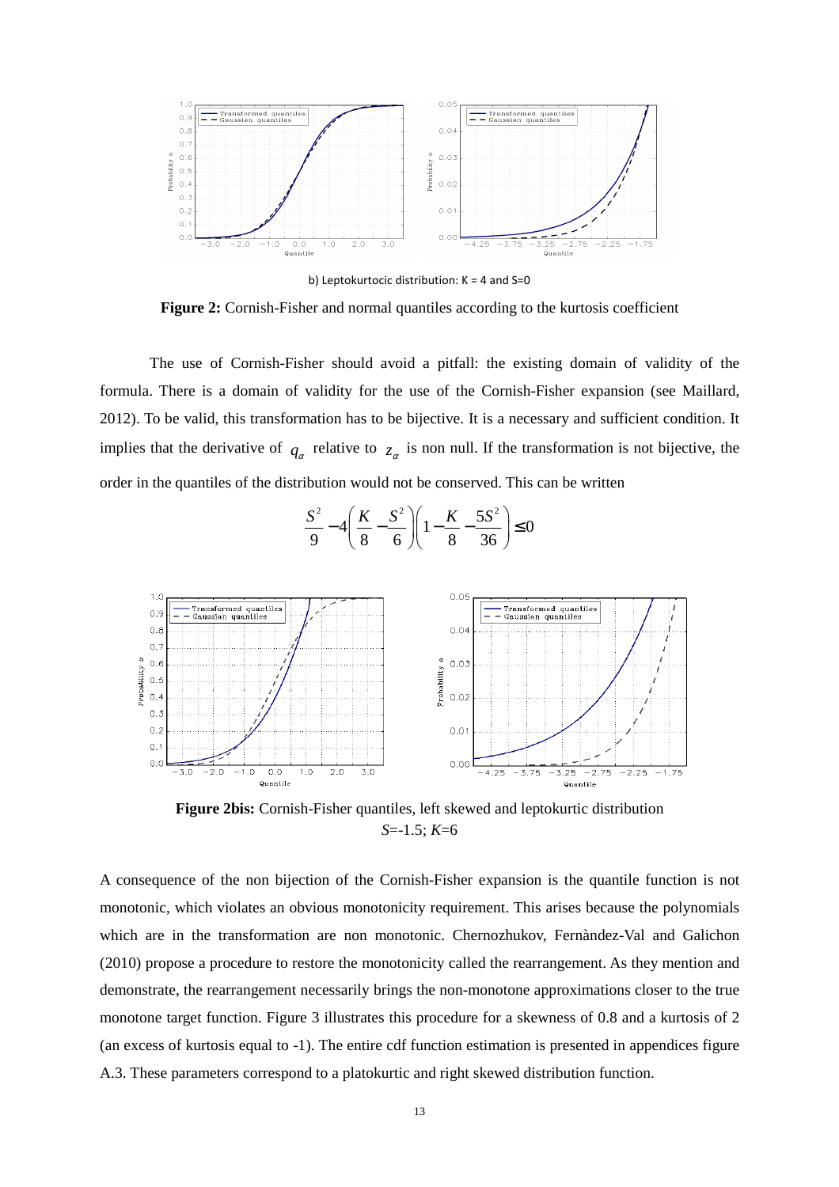1.0
0.9
0.8
0.7
0.6
0.5
0.4
0.3
0.2
0.1
0.0

Transformed quantiles
Gaussian quantiles

Probability α

−3.0 −2.0 −1.0 0.0 1.0 2.0 3.0

Quantile

0.05
0.04
0.03
0.02
0.01
0.00

Transformed quantiles
Gaussian quantiles

Probability α

−4.25 −3.75 −3.25 −2.75 −2.25 −1.75

Quantile

b) Leptokurtocic distribution: K = 4 and S=0

**Figure 2:** Cornish-Fisher and normal quantiles according to the kurtosis coefficient

The use of Cornish-Fisher should avoid a pitfall: the existing domain of validity of the formula. There is a domain of validity for the use of the Cornish-Fisher expansion (see Maillard, 2012). To be valid, this transformation has to be bijective. It is a necessary and sufficient condition. It implies that the derivative of $q_\alpha$ relative to $z_\alpha$ is non null. If the transformation is not bijective, the order in the quantiles of the distribution would not be conserved. This can be written

$$\frac{S^2}{9} - 4\left(\frac{K}{8} - \frac{S^2}{6}\right)\left(1 - \frac{K}{8} - \frac{5S^2}{36}\right) \leq 0$$

1.0
0.9
0.8
0.7
0.6
0.5
0.4
0.3
0.2
0.1
0.0

Transformed quantiles
Gaussian quantiles

Probability α

−3.0 −2.0 −1.0 0.0 1.0 2.0 3.0

Quantile

0.05
0.04
0.03
0.02
0.01
0.00

Transformed quantiles
Gaussian quantiles

Probability α

−4.25 −3.75 −3.25 −2.75 −2.25 −1.75

Quantile

**Figure 2bis:** Cornish-Fisher quantiles, left skewed and leptokurtic distribution
$S$=-1.5; $K$=6

A consequence of the non bijection of the Cornish-Fisher expansion is the quantile function is not monotonic, which violates an obvious monotonicity requirement. This arises because the polynomials which are in the transformation are non monotonic. Chernozhukov, Fernàndez-Val and Galichon (2010) propose a procedure to restore the monotonicity called the rearrangement. As they mention and demonstrate, the rearrangement necessarily brings the non-monotone approximations closer to the true monotone target function. Figure 3 illustrates this procedure for a skewness of 0.8 and a kurtosis of 2 (an excess of kurtosis equal to -1). The entire cdf function estimation is presented in appendices figure A.3. These parameters correspond to a platokurtic and right skewed distribution function.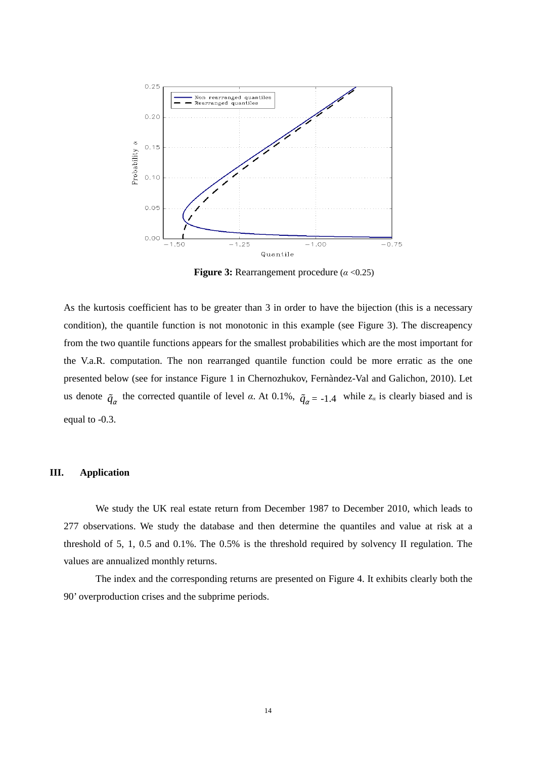0.25
0.20
0.15
0.10
0.05
0.00

Probability α

−1.50
−1.25
−1.00
−0.75

Quantile

Non rearranged quantiles
Rearranged quantiles

**Figure 3:** Rearrangement procedure ($\alpha$ <0.25)

As the kurtosis coefficient has to be greater than 3 in order to have the bijection (this is a necessary condition), the quantile function is not monotonic in this example (see Figure 3). The discreapency from the two quantile functions appears for the smallest probabilities which are the most important for the V.a.R. computation. The non rearranged quantile function could be more erratic as the one presented below (see for instance Figure 1 in Chernozhukov, Fernàndez-Val and Galichon, 2010). Let us denote $\tilde{q}_\alpha$ the corrected quantile of level $\alpha$. At 0.1%, $\tilde{q}_\alpha = -1.4$ while $z_\alpha$ is clearly biased and is equal to -0.3.

## III. Application

We study the UK real estate return from December 1987 to December 2010, which leads to 277 observations. We study the database and then determine the quantiles and value at risk at a threshold of 5, 1, 0.5 and 0.1%. The 0.5% is the threshold required by solvency II regulation. The values are annualized monthly returns.

The index and the corresponding returns are presented on Figure 4. It exhibits clearly both the 90' overproduction crises and the subprime periods.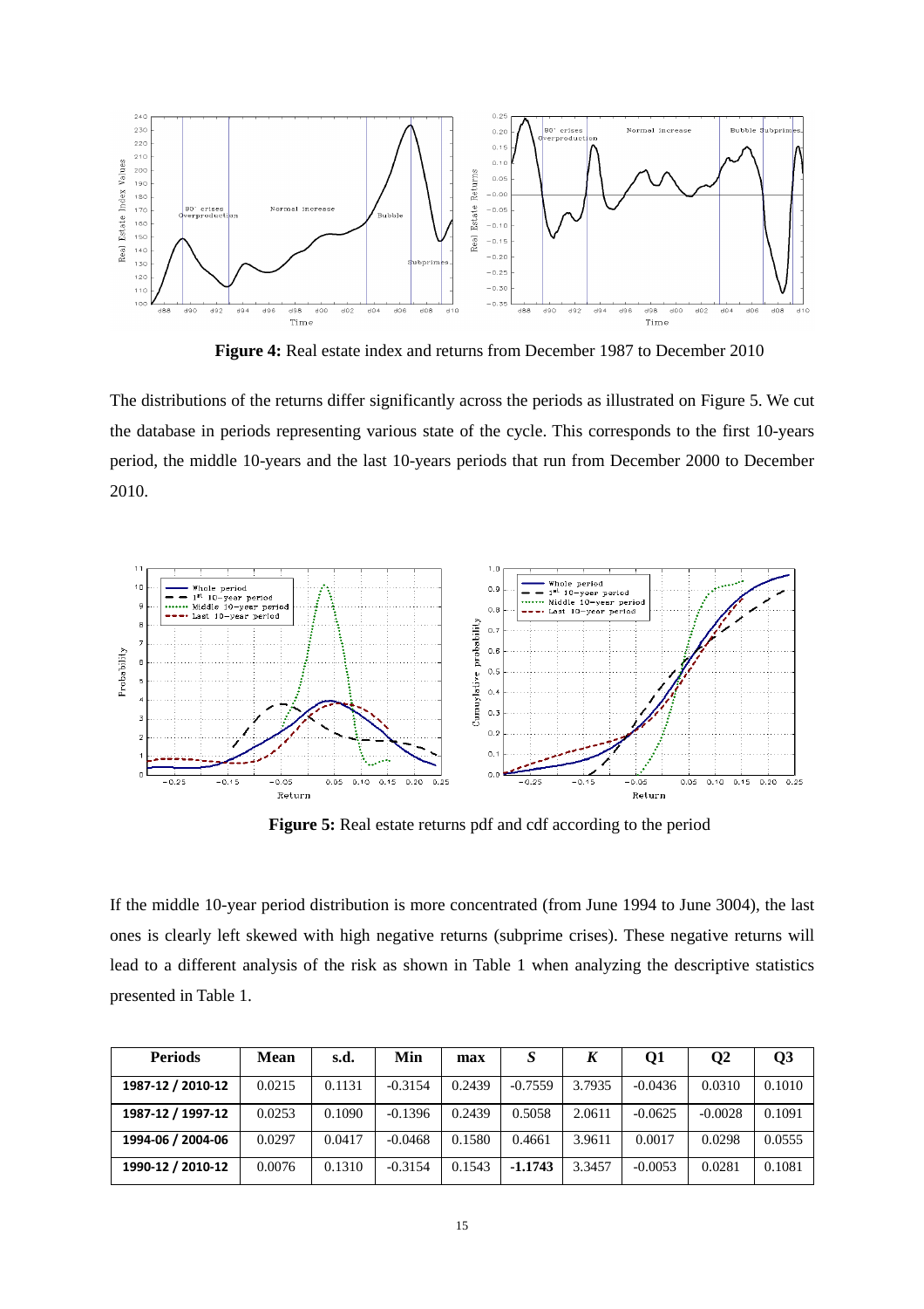**Figure 4:** Real estate index and returns from December 1987 to December 2010

The distributions of the returns differ significantly across the periods as illustrated on Figure 5. We cut the database in periods representing various state of the cycle. This corresponds to the first 10-years period, the middle 10-years and the last 10-years periods that run from December 2000 to December 2010.

**Figure 5:** Real estate returns pdf and cdf according to the period

If the middle 10-year period distribution is more concentrated (from June 1994 to June 3004), the last ones is clearly left skewed with high negative returns (subprime crises). These negative returns will lead to a different analysis of the risk as shown in Table 1 when analyzing the descriptive statistics presented in Table 1.

| Periods | Mean | s.d. | Min | max | *S* | *K* | Q1 | Q2 | Q3 |
|---|---|---|---|---|---|---|---|---|---|
| 1987-12 / 2010-12 | 0.0215 | 0.1131 | -0.3154 | 0.2439 | -0.7559 | 3.7935 | -0.0436 | 0.0310 | 0.1010 |
| 1987-12 / 1997-12 | 0.0253 | 0.1090 | -0.1396 | 0.2439 | 0.5058 | 2.0611 | -0.0625 | -0.0028 | 0.1091 |
| 1994-06 / 2004-06 | 0.0297 | 0.0417 | -0.0468 | 0.1580 | 0.4661 | 3.9611 | 0.0017 | 0.0298 | 0.0555 |
| 1990-12 / 2010-12 | 0.0076 | 0.1310 | -0.3154 | 0.1543 | **-1.1743** | 3.3457 | -0.0053 | 0.0281 | 0.1081 |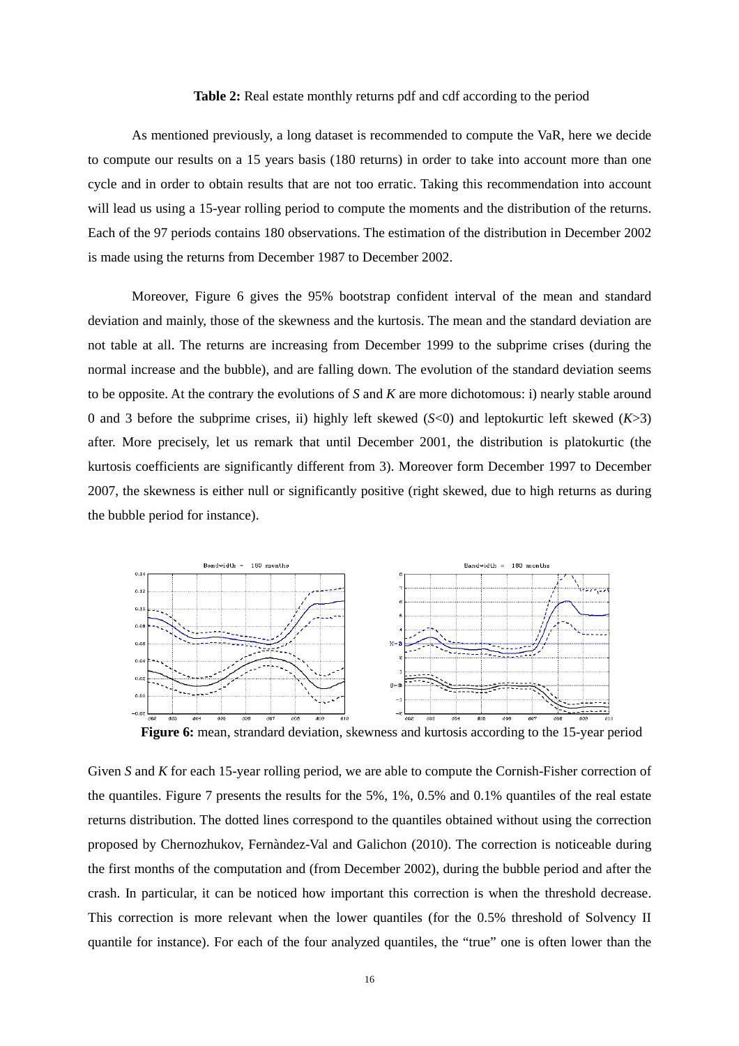**Table 2:** Real estate monthly returns pdf and cdf according to the period

As mentioned previously, a long dataset is recommended to compute the VaR, here we decide to compute our results on a 15 years basis (180 returns) in order to take into account more than one cycle and in order to obtain results that are not too erratic. Taking this recommendation into account will lead us using a 15-year rolling period to compute the moments and the distribution of the returns. Each of the 97 periods contains 180 observations. The estimation of the distribution in December 2002 is made using the returns from December 1987 to December 2002.

Moreover, Figure 6 gives the 95% bootstrap confident interval of the mean and standard deviation and mainly, those of the skewness and the kurtosis. The mean and the standard deviation are not table at all. The returns are increasing from December 1999 to the subprime crises (during the normal increase and the bubble), and are falling down. The evolution of the standard deviation seems to be opposite. At the contrary the evolutions of *S* and *K* are more dichotomous: i) nearly stable around 0 and 3 before the subprime crises, ii) highly left skewed ($S<0$) and leptokurtic left skewed ($K>3$) after. More precisely, let us remark that until December 2001, the distribution is platokurtic (the kurtosis coefficients are significantly different from 3). Moreover form December 1997 to December 2007, the skewness is either null or significantly positive (right skewed, due to high returns as during the bubble period for instance).

Bandwidth = 180 months

0.14
0.12
0.10
0.08
0.06
0.04
0.02
0.00
−0.02

d02 d03 d04 d05 d06 d07 d08 d09 d10

Bandwidth = 180 months

8
7
6
5
4
K=3
2
1
S=0
−1
−2

d02 d03 d04 d05 d06 d07 d08 d09 d10

**Figure 6:** mean, strandard deviation, skewness and kurtosis according to the 15-year period

Given *S* and *K* for each 15-year rolling period, we are able to compute the Cornish-Fisher correction of the quantiles. Figure 7 presents the results for the 5%, 1%, 0.5% and 0.1% quantiles of the real estate returns distribution. The dotted lines correspond to the quantiles obtained without using the correction proposed by Chernozhukov, Fernàndez-Val and Galichon (2010). The correction is noticeable during the first months of the computation and (from December 2002), during the bubble period and after the crash. In particular, it can be noticed how important this correction is when the threshold decrease. This correction is more relevant when the lower quantiles (for the 0.5% threshold of Solvency II quantile for instance). For each of the four analyzed quantiles, the "true" one is often lower than the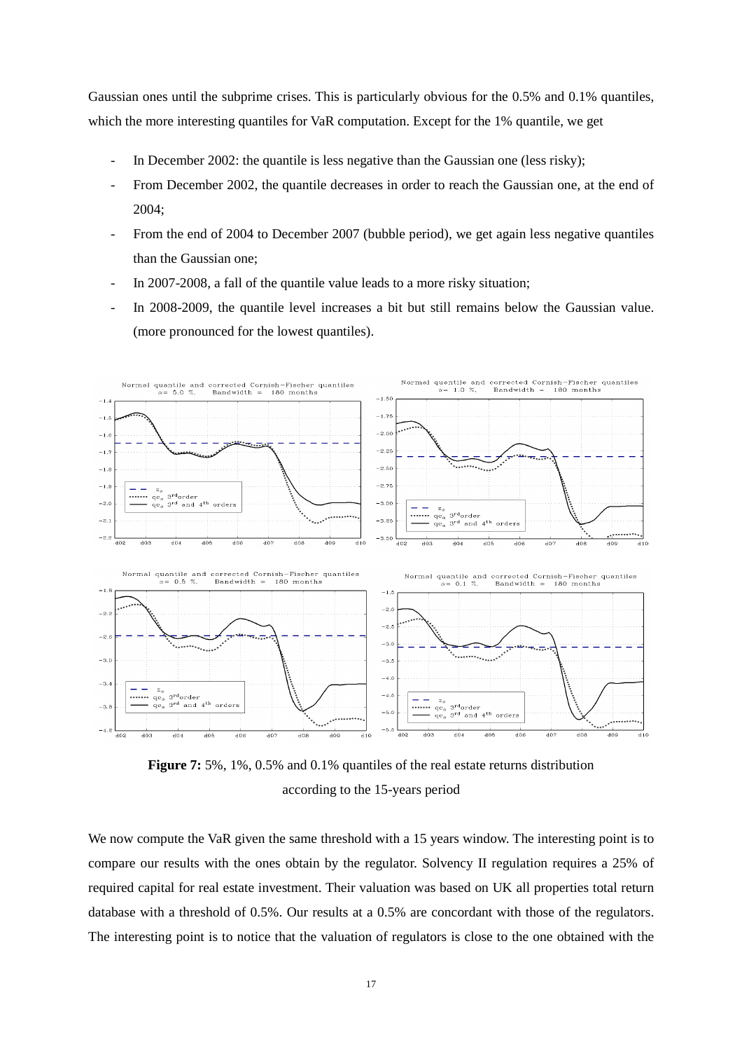Gaussian ones until the subprime crises. This is particularly obvious for the 0.5% and 0.1% quantiles, which the more interesting quantiles for VaR computation. Except for the 1% quantile, we get

- In December 2002: the quantile is less negative than the Gaussian one (less risky);
- From December 2002, the quantile decreases in order to reach the Gaussian one, at the end of 2004;
- From the end of 2004 to December 2007 (bubble period), we get again less negative quantiles than the Gaussian one;
- In 2007-2008, a fall of the quantile value leads to a more risky situation;
- In 2008-2009, the quantile level increases a bit but still remains below the Gaussian value. (more pronounced for the lowest quantiles).

Normal quantile and corrected Cornish−Fischer quantiles
$\alpha$= 5.0 %. Bandwidth = 180 months

−1.4
−1.5
−1.6
−1.7
−1.8
−1.9
−2.0
−2.1
−2.2

d02 d03 d04 d05 d06 d07 d08 d09 d10

$z_\alpha$
$qc_\alpha$ 3rd order
$qc_\alpha$ 3rd and 4th orders

Normal quantile and corrected Cornish−Fischer quantiles
$\alpha$= 1.0 %. Bandwidth = 180 months

−1.50
−1.75
−2.00
−2.25
−2.50
−2.75
−3.00
−3.25
−3.50

d02 d03 d04 d05 d06 d07 d08 d09 d10

$z_\alpha$
$qc_\alpha$ 3rd order
$qc_\alpha$ 3rd and 4th orders

Normal quantile and corrected Cornish−Fischer quantiles
$\alpha$= 0.5 %. Bandwidth = 180 months

−1.8
−2.2
−2.6
−3.0
−3.4
−3.8
−4.2

d02 d03 d04 d05 d06 d07 d08 d09 d10

$z_\alpha$
$qc_\alpha$ 3rd order
$qc_\alpha$ 3rd and 4th orders

Normal quantile and corrected Cornish−Fischer quantiles
$\alpha$= 0.1 %. Bandwidth = 180 months

−1.5
−2.0
−2.5
−3.0
−3.5
−4.0
−4.5
−5.0
−5.5

d02 d03 d04 d05 d06 d07 d08 d09 d10

$z_\alpha$
$qc_\alpha$ 3rd order
$qc_\alpha$ 3rd and 4th orders

**Figure 7:** 5%, 1%, 0.5% and 0.1% quantiles of the real estate returns distribution according to the 15-years period

We now compute the VaR given the same threshold with a 15 years window. The interesting point is to compare our results with the ones obtain by the regulator. Solvency II regulation requires a 25% of required capital for real estate investment. Their valuation was based on UK all properties total return database with a threshold of 0.5%. Our results at a 0.5% are concordant with those of the regulators. The interesting point is to notice that the valuation of regulators is close to the one obtained with the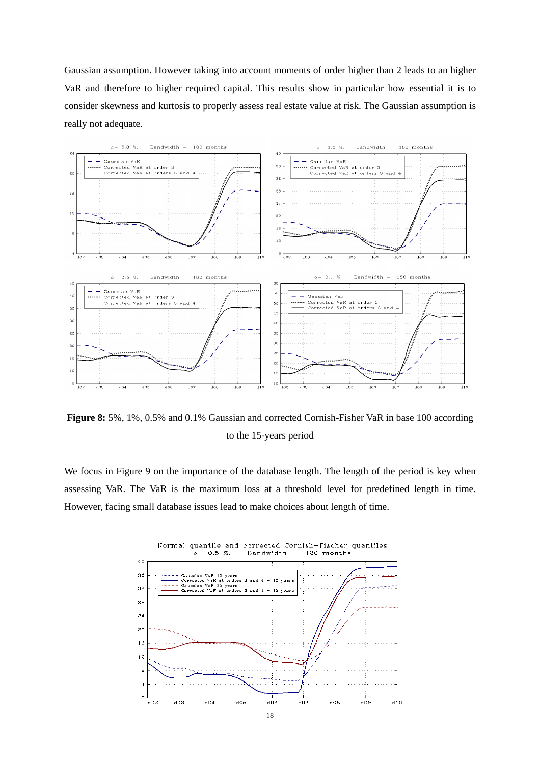Gaussian assumption. However taking into account moments of order higher than 2 leads to an higher VaR and therefore to higher required capital. This results show in particular how essential it is to consider skewness and kurtosis to properly assess real estate value at risk. The Gaussian assumption is really not adequate.

$\alpha = 5.0$ %. Bandwidth = 180 months

Gaussian VaR
Corrected VaR at order 3
Corrected VaR at orders 3 and 4

$\alpha = 1.0$ %. Bandwidth = 180 months

Gaussian VaR
Corrected VaR at order 3
Corrected VaR at orders 3 and 4

$\alpha = 0.5$ %. Bandwidth = 180 months

Gaussian VaR
Corrected VaR at order 3
Corrected VaR at orders 3 and 4

$\alpha = 0.1$ %. Bandwidth = 180 months

Gaussian VaR
Corrected VaR at order 3
Corrected VaR at orders 3 and 4

d02 d03 d04 d05 d06 d07 d08 d09 d10

**Figure 8:** 5%, 1%, 0.5% and 0.1% Gaussian and corrected Cornish-Fisher VaR in base 100 according to the 15-years period

We focus in Figure 9 on the importance of the database length. The length of the period is key when assessing VaR. The VaR is the maximum loss at a threshold level for predefined length in time. However, facing small database issues lead to make choices about length of time.

Normal quantile and corrected Cornish−Fischer quantiles
$\alpha = 0.5$ %. Bandwidth = 120 months

Gaussian VaR 10 years
Corrected VaR at orders 3 and 4 − 10 years
Gaussian VaR 15 years
Corrected VaR at orders 3 and 4 − 15 years

d02 d03 d04 d05 d06 d07 d08 d09 d10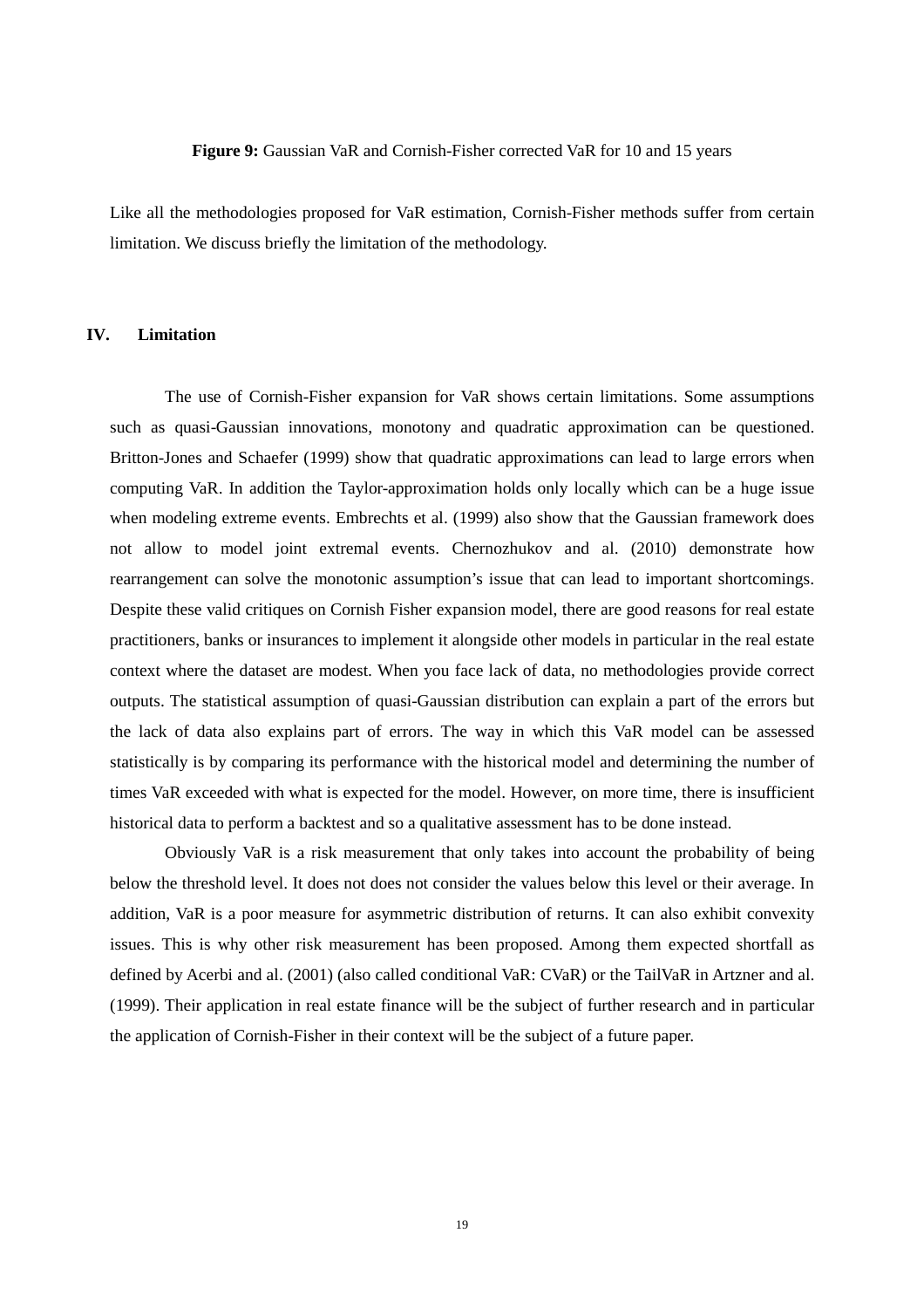**Figure 9:** Gaussian VaR and Cornish-Fisher corrected VaR for 10 and 15 years

Like all the methodologies proposed for VaR estimation, Cornish-Fisher methods suffer from certain limitation. We discuss briefly the limitation of the methodology.

## IV. Limitation

The use of Cornish-Fisher expansion for VaR shows certain limitations. Some assumptions such as quasi-Gaussian innovations, monotony and quadratic approximation can be questioned. Britton-Jones and Schaefer (1999) show that quadratic approximations can lead to large errors when computing VaR. In addition the Taylor-approximation holds only locally which can be a huge issue when modeling extreme events. Embrechts et al. (1999) also show that the Gaussian framework does not allow to model joint extremal events. Chernozhukov and al. (2010) demonstrate how rearrangement can solve the monotonic assumption's issue that can lead to important shortcomings. Despite these valid critiques on Cornish Fisher expansion model, there are good reasons for real estate practitioners, banks or insurances to implement it alongside other models in particular in the real estate context where the dataset are modest. When you face lack of data, no methodologies provide correct outputs. The statistical assumption of quasi-Gaussian distribution can explain a part of the errors but the lack of data also explains part of errors. The way in which this VaR model can be assessed statistically is by comparing its performance with the historical model and determining the number of times VaR exceeded with what is expected for the model. However, on more time, there is insufficient historical data to perform a backtest and so a qualitative assessment has to be done instead.

Obviously VaR is a risk measurement that only takes into account the probability of being below the threshold level. It does not does not consider the values below this level or their average. In addition, VaR is a poor measure for asymmetric distribution of returns. It can also exhibit convexity issues. This is why other risk measurement has been proposed. Among them expected shortfall as defined by Acerbi and al. (2001) (also called conditional VaR: CVaR) or the TailVaR in Artzner and al. (1999). Their application in real estate finance will be the subject of further research and in particular the application of Cornish-Fisher in their context will be the subject of a future paper.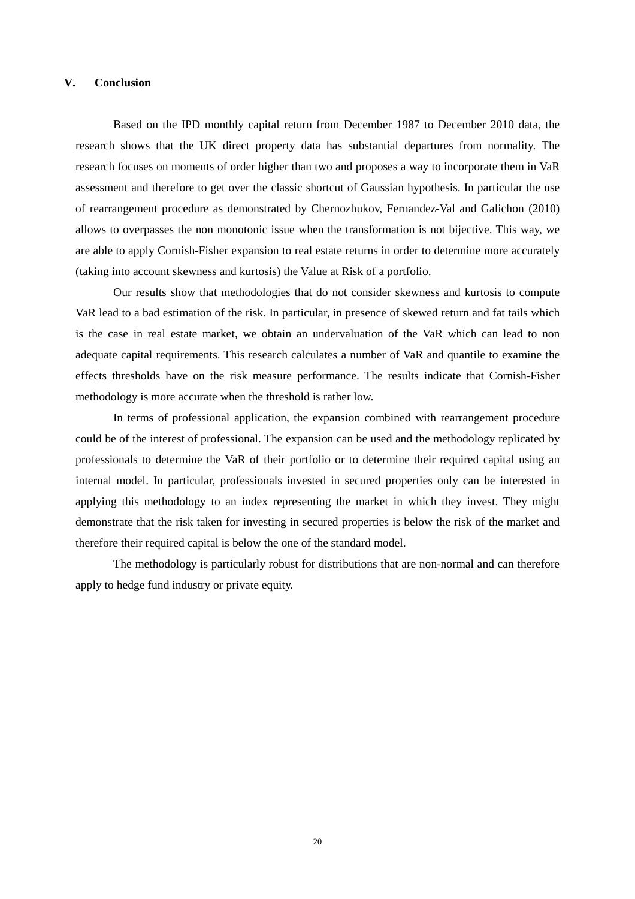## V. Conclusion

Based on the IPD monthly capital return from December 1987 to December 2010 data, the research shows that the UK direct property data has substantial departures from normality. The research focuses on moments of order higher than two and proposes a way to incorporate them in VaR assessment and therefore to get over the classic shortcut of Gaussian hypothesis. In particular the use of rearrangement procedure as demonstrated by Chernozhukov, Fernandez-Val and Galichon (2010) allows to overpasses the non monotonic issue when the transformation is not bijective. This way, we are able to apply Cornish-Fisher expansion to real estate returns in order to determine more accurately (taking into account skewness and kurtosis) the Value at Risk of a portfolio.

Our results show that methodologies that do not consider skewness and kurtosis to compute VaR lead to a bad estimation of the risk. In particular, in presence of skewed return and fat tails which is the case in real estate market, we obtain an undervaluation of the VaR which can lead to non adequate capital requirements. This research calculates a number of VaR and quantile to examine the effects thresholds have on the risk measure performance. The results indicate that Cornish-Fisher methodology is more accurate when the threshold is rather low.

In terms of professional application, the expansion combined with rearrangement procedure could be of the interest of professional. The expansion can be used and the methodology replicated by professionals to determine the VaR of their portfolio or to determine their required capital using an internal model. In particular, professionals invested in secured properties only can be interested in applying this methodology to an index representing the market in which they invest. They might demonstrate that the risk taken for investing in secured properties is below the risk of the market and therefore their required capital is below the one of the standard model.

The methodology is particularly robust for distributions that are non-normal and can therefore apply to hedge fund industry or private equity.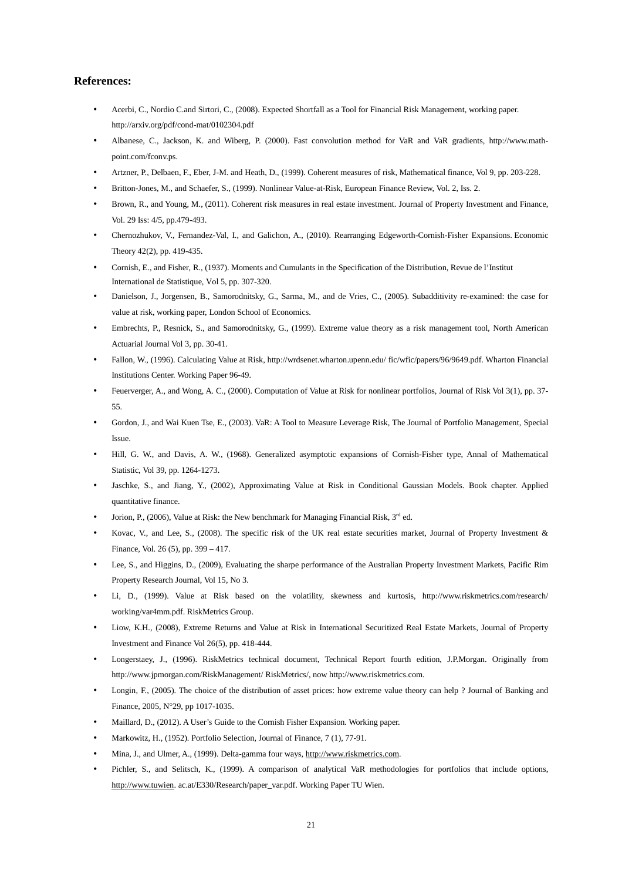**References:**

- Acerbi, C., Nordio C.and Sirtori, C., (2008). Expected Shortfall as a Tool for Financial Risk Management, working paper. http://arxiv.org/pdf/cond-mat/0102304.pdf
- Albanese, C., Jackson, K. and Wiberg, P. (2000). Fast convolution method for VaR and VaR gradients, http://www.math-point.com/fconv.ps.
- Artzner, P., Delbaen, F., Eber, J-M. and Heath, D., (1999). Coherent measures of risk, Mathematical finance, Vol 9, pp. 203-228.
- Britton-Jones, M., and Schaefer, S., (1999). Nonlinear Value-at-Risk, European Finance Review, Vol. 2, Iss. 2.
- Brown, R., and Young, M., (2011). Coherent risk measures in real estate investment. Journal of Property Investment and Finance, Vol. 29 Iss: 4/5, pp.479-493.
- Chernozhukov, V., Fernandez-Val, I., and Galichon, A., (2010). Rearranging Edgeworth-Cornish-Fisher Expansions. Economic Theory 42(2), pp. 419-435.
- Cornish, E., and Fisher, R., (1937). Moments and Cumulants in the Specification of the Distribution, Revue de l'Institut International de Statistique, Vol 5, pp. 307-320.
- Danielson, J., Jorgensen, B., Samorodnitsky, G., Sarma, M., and de Vries, C., (2005). Subadditivity re-examined: the case for value at risk, working paper, London School of Economics.
- Embrechts, P., Resnick, S., and Samorodnitsky, G., (1999). Extreme value theory as a risk management tool, North American Actuarial Journal Vol 3, pp. 30-41.
- Fallon, W., (1996). Calculating Value at Risk, http://wrdsenet.wharton.upenn.edu/ fic/wfic/papers/96/9649.pdf. Wharton Financial Institutions Center. Working Paper 96-49.
- Feuerverger, A., and Wong, A. C., (2000). Computation of Value at Risk for nonlinear portfolios, Journal of Risk Vol 3(1), pp. 37-55.
- Gordon, J., and Wai Kuen Tse, E., (2003). VaR: A Tool to Measure Leverage Risk, The Journal of Portfolio Management, Special Issue.
- Hill, G. W., and Davis, A. W., (1968). Generalized asymptotic expansions of Cornish-Fisher type, Annal of Mathematical Statistic, Vol 39, pp. 1264-1273.
- Jaschke, S., and Jiang, Y., (2002), Approximating Value at Risk in Conditional Gaussian Models. Book chapter. Applied quantitative finance.
- Jorion, P., (2006), Value at Risk: the New benchmark for Managing Financial Risk, 3rd ed.
- Kovac, V., and Lee, S., (2008). The specific risk of the UK real estate securities market, Journal of Property Investment & Finance, Vol. 26 (5), pp. 399 – 417.
- Lee, S., and Higgins, D., (2009), Evaluating the sharpe performance of the Australian Property Investment Markets, Pacific Rim Property Research Journal, Vol 15, No 3.
- Li, D., (1999). Value at Risk based on the volatility, skewness and kurtosis, http://www.riskmetrics.com/research/ working/var4mm.pdf. RiskMetrics Group.
- Liow, K.H., (2008), Extreme Returns and Value at Risk in International Securitized Real Estate Markets, Journal of Property Investment and Finance Vol 26(5), pp. 418-444.
- Longerstaey, J., (1996). RiskMetrics technical document, Technical Report fourth edition, J.P.Morgan. Originally from http://www.jpmorgan.com/RiskManagement/ RiskMetrics/, now http://www.riskmetrics.com.
- Longin, F., (2005). The choice of the distribution of asset prices: how extreme value theory can help ? Journal of Banking and Finance, 2005, N°29, pp 1017-1035.
- Maillard, D., (2012). A User's Guide to the Cornish Fisher Expansion. Working paper.
- Markowitz, H., (1952). Portfolio Selection, Journal of Finance, 7 (1), 77-91.
- Mina, J., and Ulmer, A., (1999). Delta-gamma four ways, http://www.riskmetrics.com.
- Pichler, S., and Selitsch, K., (1999). A comparison of analytical VaR methodologies for portfolios that include options, http://www.tuwien. ac.at/E330/Research/paper_var.pdf. Working Paper TU Wien.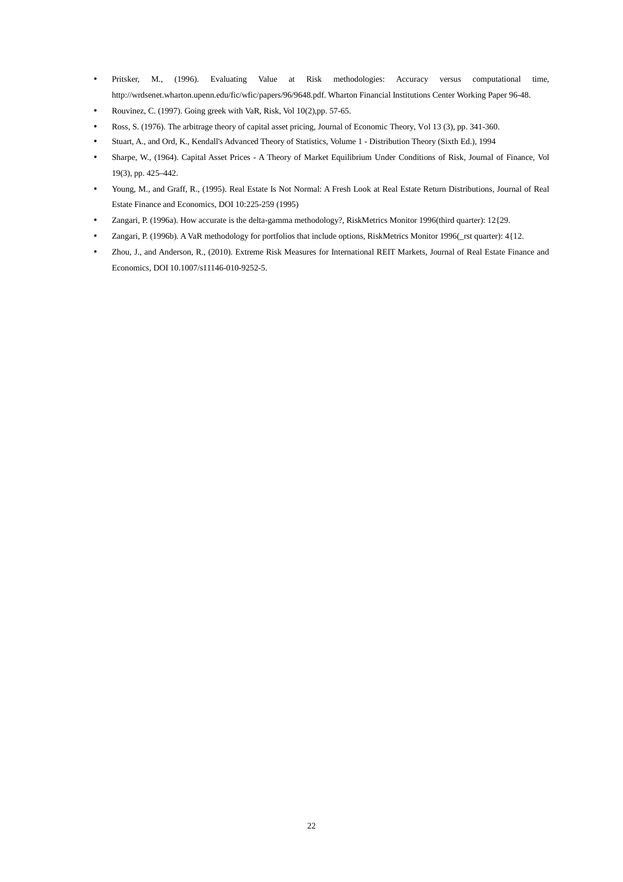- Pritsker, M., (1996). Evaluating Value at Risk methodologies: Accuracy versus computational time, http://wrdsenet.wharton.upenn.edu/fic/wfic/papers/96/9648.pdf. Wharton Financial Institutions Center Working Paper 96-48.
- Rouvinez, C. (1997). Going greek with VaR, Risk, Vol 10(2),pp. 57-65.
- Ross, S. (1976). The arbitrage theory of capital asset pricing, Journal of Economic Theory, Vol 13 (3), pp. 341-360.
- Stuart, A., and Ord, K., Kendall's Advanced Theory of Statistics, Volume 1 - Distribution Theory (Sixth Ed.), 1994
- Sharpe, W., (1964). Capital Asset Prices - A Theory of Market Equilibrium Under Conditions of Risk, Journal of Finance, Vol 19(3), pp. 425–442.
- Young, M., and Graff, R., (1995). Real Estate Is Not Normal: A Fresh Look at Real Estate Return Distributions, Journal of Real Estate Finance and Economics, DOI 10:225-259 (1995)
- Zangari, P. (1996a). How accurate is the delta-gamma methodology?, RiskMetrics Monitor 1996(third quarter): 12{29.
- Zangari, P. (1996b). A VaR methodology for portfolios that include options, RiskMetrics Monitor 1996(_rst quarter): 4{12.
- Zhou, J., and Anderson, R., (2010). Extreme Risk Measures for International REIT Markets, Journal of Real Estate Finance and Economics, DOI 10.1007/s11146-010-9252-5.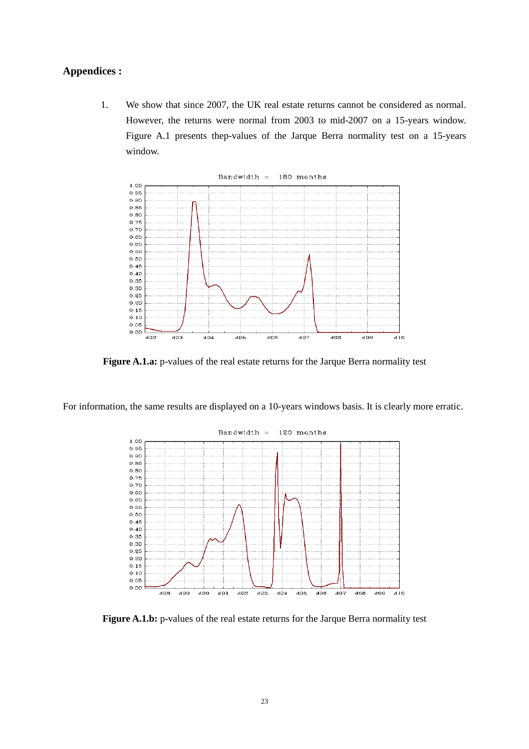**Appendices :**

1. We show that since 2007, the UK real estate returns cannot be considered as normal. However, the returns were normal from 2003 to mid-2007 on a 15-years window. Figure A.1 presents thep-values of the Jarque Berra normality test on a 15-years window.

Bandwidth = 180 months

1.00
0.95
0.90
0.85
0.80
0.75
0.70
0.65
0.60
0.55
0.50
0.45
0.40
0.35
0.30
0.25
0.20
0.15
0.10
0.05
0.00

d02 d03 d04 d05 d06 d07 d08 d09 d10

**Figure A.1.a:** p-values of the real estate returns for the Jarque Berra normality test

For information, the same results are displayed on a 10-years windows basis. It is clearly more erratic.

Bandwidth = 120 months

1.00
0.95
0.90
0.85
0.80
0.75
0.70
0.65
0.60
0.55
0.50
0.45
0.40
0.35
0.30
0.25
0.20
0.15
0.10
0.05
0.00

d98 d99 d00 d01 d02 d03 d04 d05 d06 d07 d08 d09 d10

**Figure A.1.b:** p-values of the real estate returns for the Jarque Berra normality test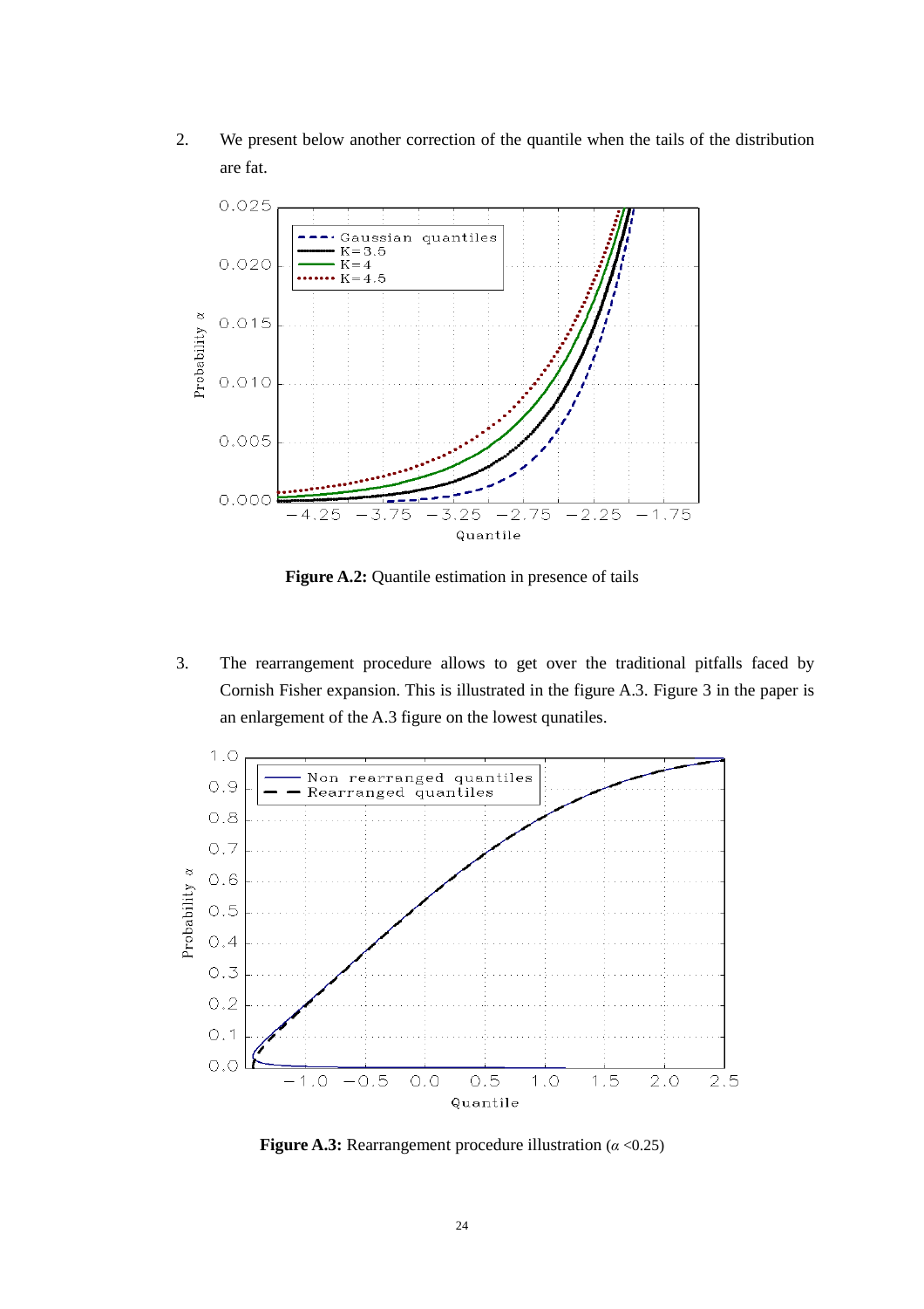2. We present below another correction of the quantile when the tails of the distribution are fat.

0.025
0.020
0.015
0.010
0.005
0.000
Probability $\alpha$
Gaussian quantiles
K=3.5
K=4
K=4.5
−4.25 −3.75 −3.25 −2.75 −2.25 −1.75
Quantile

**Figure A.2:** Quantile estimation in presence of tails

3. The rearrangement procedure allows to get over the traditional pitfalls faced by Cornish Fisher expansion. This is illustrated in the figure A.3. Figure 3 in the paper is an enlargement of the A.3 figure on the lowest qunatiles.

1.0
0.9
0.8
0.7
0.6
0.5
0.4
0.3
0.2
0.1
0.0
Probability $\alpha$
Non rearranged quantiles
Rearranged quantiles
−1.0 −0.5 0.0 0.5 1.0 1.5 2.0 2.5
Quantile

**Figure A.3:** Rearrangement procedure illustration ($\alpha$ <0.25)